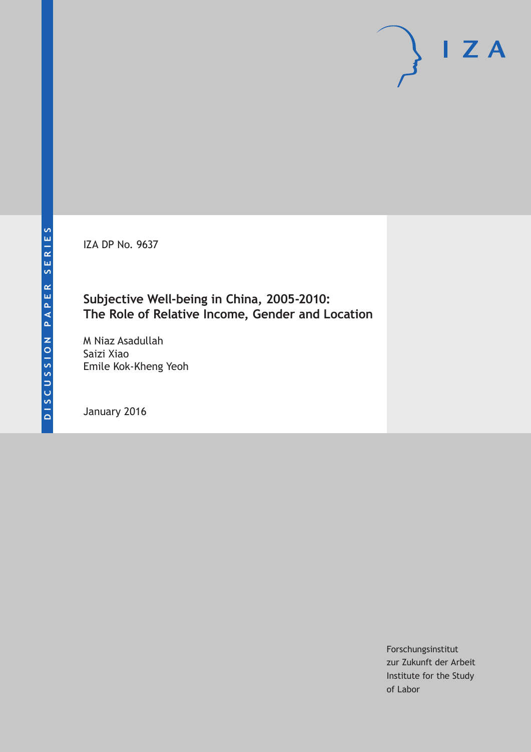DISCUSSION PAPER SERIES

IZA DP No. 9637

# Subjective Well-being in China, 2005-2010: The Role of Relative Income, Gender and Location

M Niaz Asadullah
Saizi Xiao
Emile Kok-Kheng Yeoh

January 2016

Forschungsinstitut
zur Zukunft der Arbeit
Institute for the Study
of Labor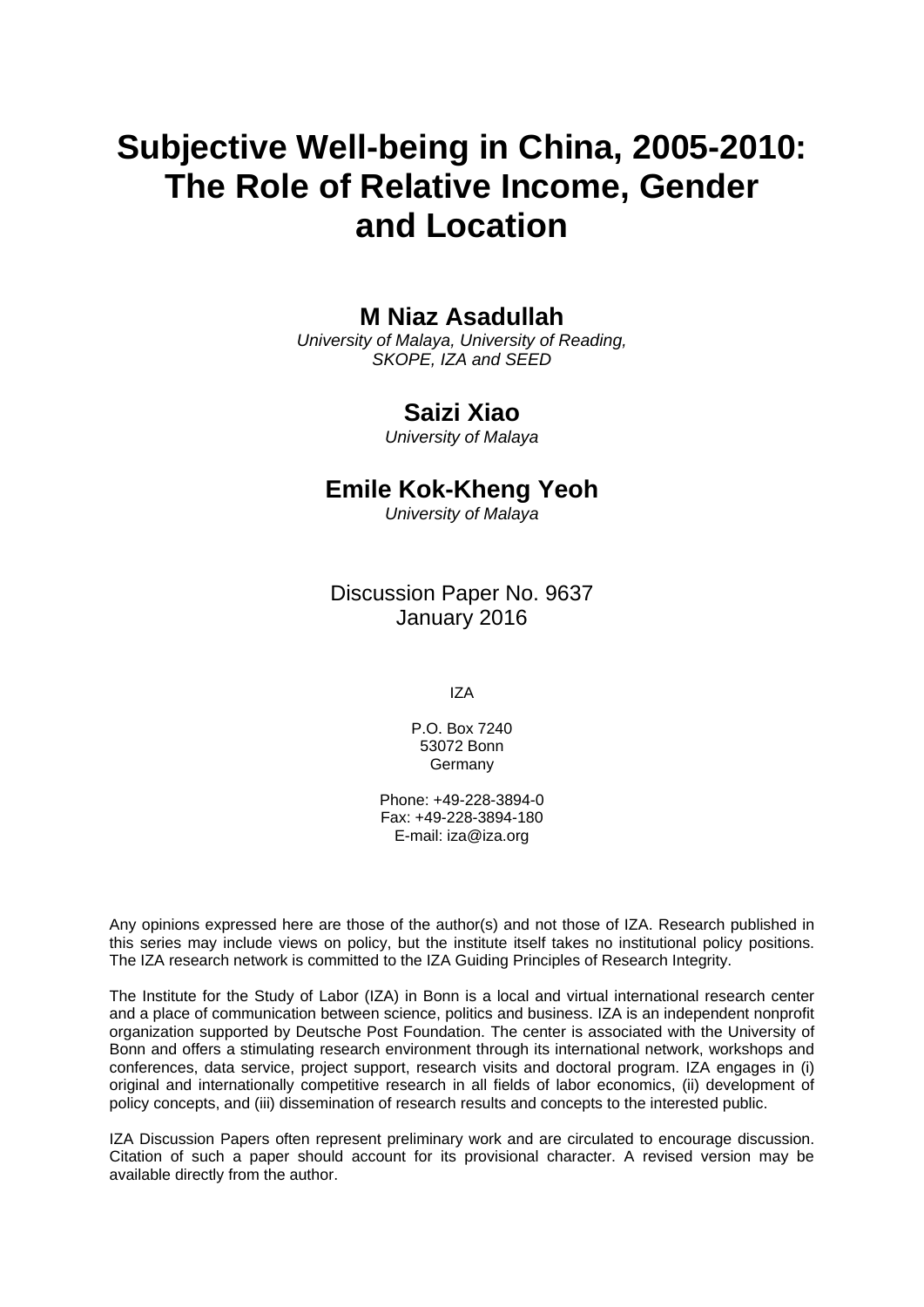# Subjective Well-being in China, 2005-2010: The Role of Relative Income, Gender and Location

**M Niaz Asadullah**

*University of Malaya, University of Reading, SKOPE, IZA and SEED*

**Saizi Xiao**

*University of Malaya*

**Emile Kok-Kheng Yeoh**

*University of Malaya*

Discussion Paper No. 9637
January 2016

IZA

P.O. Box 7240
53072 Bonn
Germany

Phone: +49-228-3894-0
Fax: +49-228-3894-180
E-mail: iza@iza.org

Any opinions expressed here are those of the author(s) and not those of IZA. Research published in this series may include views on policy, but the institute itself takes no institutional policy positions. The IZA research network is committed to the IZA Guiding Principles of Research Integrity.

The Institute for the Study of Labor (IZA) in Bonn is a local and virtual international research center and a place of communication between science, politics and business. IZA is an independent nonprofit organization supported by Deutsche Post Foundation. The center is associated with the University of Bonn and offers a stimulating research environment through its international network, workshops and conferences, data service, project support, research visits and doctoral program. IZA engages in (i) original and internationally competitive research in all fields of labor economics, (ii) development of policy concepts, and (iii) dissemination of research results and concepts to the interested public.

IZA Discussion Papers often represent preliminary work and are circulated to encourage discussion. Citation of such a paper should account for its provisional character. A revised version may be available directly from the author.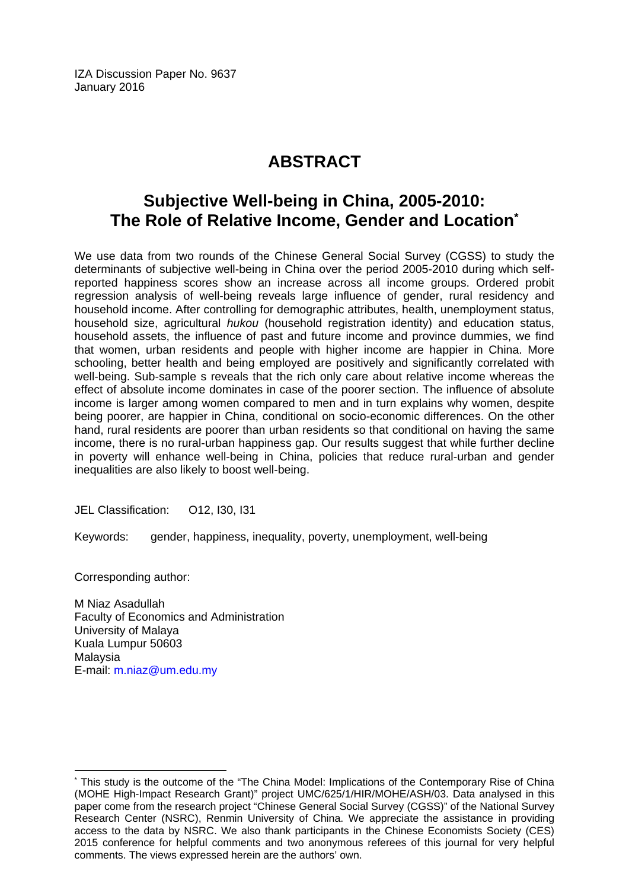IZA Discussion Paper No. 9637
January 2016

# ABSTRACT

## Subjective Well-being in China, 2005-2010: The Role of Relative Income, Gender and Location*

We use data from two rounds of the Chinese General Social Survey (CGSS) to study the determinants of subjective well-being in China over the period 2005-2010 during which self-reported happiness scores show an increase across all income groups. Ordered probit regression analysis of well-being reveals large influence of gender, rural residency and household income. After controlling for demographic attributes, health, unemployment status, household size, agricultural *hukou* (household registration identity) and education status, household assets, the influence of past and future income and province dummies, we find that women, urban residents and people with higher income are happier in China. More schooling, better health and being employed are positively and significantly correlated with well-being. Sub-sample s reveals that the rich only care about relative income whereas the effect of absolute income dominates in case of the poorer section. The influence of absolute income is larger among women compared to men and in turn explains why women, despite being poorer, are happier in China, conditional on socio-economic differences. On the other hand, rural residents are poorer than urban residents so that conditional on having the same income, there is no rural-urban happiness gap. Our results suggest that while further decline in poverty will enhance well-being in China, policies that reduce rural-urban and gender inequalities are also likely to boost well-being.

JEL Classification: O12, I30, I31

Keywords: gender, happiness, inequality, poverty, unemployment, well-being

Corresponding author:

M Niaz Asadullah
Faculty of Economics and Administration
University of Malaya
Kuala Lumpur 50603
Malaysia
E-mail: m.niaz@um.edu.my

---

* This study is the outcome of the "The China Model: Implications of the Contemporary Rise of China (MOHE High-Impact Research Grant)" project UMC/625/1/HIR/MOHE/ASH/03. Data analysed in this paper come from the research project "Chinese General Social Survey (CGSS)" of the National Survey Research Center (NSRC), Renmin University of China. We appreciate the assistance in providing access to the data by NSRC. We also thank participants in the Chinese Economists Society (CES) 2015 conference for helpful comments and two anonymous referees of this journal for very helpful comments. The views expressed herein are the authors' own.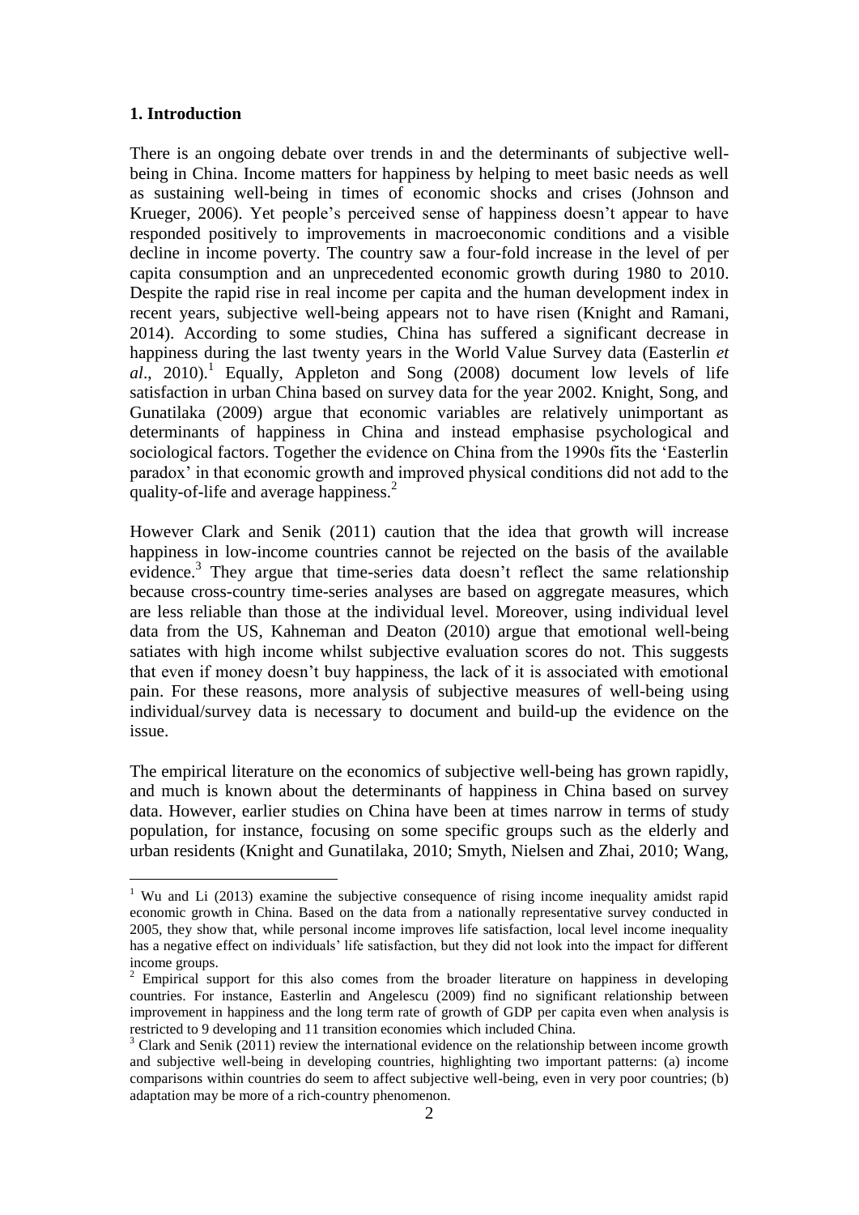## 1. Introduction

There is an ongoing debate over trends in and the determinants of subjective well-being in China. Income matters for happiness by helping to meet basic needs as well as sustaining well-being in times of economic shocks and crises (Johnson and Krueger, 2006). Yet people's perceived sense of happiness doesn't appear to have responded positively to improvements in macroeconomic conditions and a visible decline in income poverty. The country saw a four-fold increase in the level of per capita consumption and an unprecedented economic growth during 1980 to 2010. Despite the rapid rise in real income per capita and the human development index in recent years, subjective well-being appears not to have risen (Knight and Ramani, 2014). According to some studies, China has suffered a significant decrease in happiness during the last twenty years in the World Value Survey data (Easterlin *et al*., 2010).[1] Equally, Appleton and Song (2008) document low levels of life satisfaction in urban China based on survey data for the year 2002. Knight, Song, and Gunatilaka (2009) argue that economic variables are relatively unimportant as determinants of happiness in China and instead emphasise psychological and sociological factors. Together the evidence on China from the 1990s fits the 'Easterlin paradox' in that economic growth and improved physical conditions did not add to the quality-of-life and average happiness.[2]

However Clark and Senik (2011) caution that the idea that growth will increase happiness in low-income countries cannot be rejected on the basis of the available evidence.[3] They argue that time-series data doesn't reflect the same relationship because cross-country time-series analyses are based on aggregate measures, which are less reliable than those at the individual level. Moreover, using individual level data from the US, Kahneman and Deaton (2010) argue that emotional well-being satiates with high income whilst subjective evaluation scores do not. This suggests that even if money doesn't buy happiness, the lack of it is associated with emotional pain. For these reasons, more analysis of subjective measures of well-being using individual/survey data is necessary to document and build-up the evidence on the issue.

The empirical literature on the economics of subjective well-being has grown rapidly, and much is known about the determinants of happiness in China based on survey data. However, earlier studies on China have been at times narrow in terms of study population, for instance, focusing on some specific groups such as the elderly and urban residents (Knight and Gunatilaka, 2010; Smyth, Nielsen and Zhai, 2010; Wang,

[1] Wu and Li (2013) examine the subjective consequence of rising income inequality amidst rapid economic growth in China. Based on the data from a nationally representative survey conducted in 2005, they show that, while personal income improves life satisfaction, local level income inequality has a negative effect on individuals' life satisfaction, but they did not look into the impact for different income groups.

[2] Empirical support for this also comes from the broader literature on happiness in developing countries. For instance, Easterlin and Angelescu (2009) find no significant relationship between improvement in happiness and the long term rate of growth of GDP per capita even when analysis is restricted to 9 developing and 11 transition economies which included China.

[3] Clark and Senik (2011) review the international evidence on the relationship between income growth and subjective well-being in developing countries, highlighting two important patterns: (a) income comparisons within countries do seem to affect subjective well-being, even in very poor countries; (b) adaptation may be more of a rich-country phenomenon.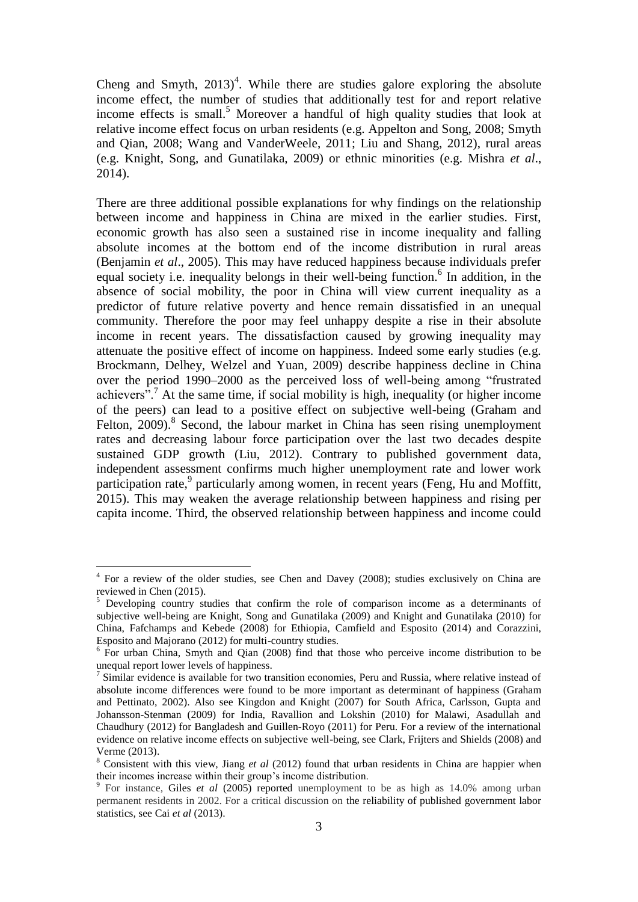Cheng and Smyth, 2013)[4]. While there are studies galore exploring the absolute income effect, the number of studies that additionally test for and report relative income effects is small.[5] Moreover a handful of high quality studies that look at relative income effect focus on urban residents (e.g. Appelton and Song, 2008; Smyth and Qian, 2008; Wang and VanderWeele, 2011; Liu and Shang, 2012), rural areas (e.g. Knight, Song, and Gunatilaka, 2009) or ethnic minorities (e.g. Mishra *et al*., 2014).

There are three additional possible explanations for why findings on the relationship between income and happiness in China are mixed in the earlier studies. First, economic growth has also seen a sustained rise in income inequality and falling absolute incomes at the bottom end of the income distribution in rural areas (Benjamin *et al*., 2005). This may have reduced happiness because individuals prefer equal society i.e. inequality belongs in their well-being function.[6] In addition, in the absence of social mobility, the poor in China will view current inequality as a predictor of future relative poverty and hence remain dissatisfied in an unequal community. Therefore the poor may feel unhappy despite a rise in their absolute income in recent years. The dissatisfaction caused by growing inequality may attenuate the positive effect of income on happiness. Indeed some early studies (e.g. Brockmann, Delhey, Welzel and Yuan, 2009) describe happiness decline in China over the period 1990–2000 as the perceived loss of well-being among "frustrated achievers".[7] At the same time, if social mobility is high, inequality (or higher income of the peers) can lead to a positive effect on subjective well-being (Graham and Felton, 2009).[8] Second, the labour market in China has seen rising unemployment rates and decreasing labour force participation over the last two decades despite sustained GDP growth (Liu, 2012). Contrary to published government data, independent assessment confirms much higher unemployment rate and lower work participation rate,[9] particularly among women, in recent years (Feng, Hu and Moffitt, 2015). This may weaken the average relationship between happiness and rising per capita income. Third, the observed relationship between happiness and income could

---

[4] For a review of the older studies, see Chen and Davey (2008); studies exclusively on China are reviewed in Chen (2015).

[5] Developing country studies that confirm the role of comparison income as a determinants of subjective well-being are Knight, Song and Gunatilaka (2009) and Knight and Gunatilaka (2010) for China, Fafchamps and Kebede (2008) for Ethiopia, Camfield and Esposito (2014) and Corazzini, Esposito and Majorano (2012) for multi-country studies.

[6] For urban China, Smyth and Qian (2008) find that those who perceive income distribution to be unequal report lower levels of happiness.

[7] Similar evidence is available for two transition economies, Peru and Russia, where relative instead of absolute income differences were found to be more important as determinant of happiness (Graham and Pettinato, 2002). Also see Kingdon and Knight (2007) for South Africa, Carlsson, Gupta and Johansson-Stenman (2009) for India, Ravallion and Lokshin (2010) for Malawi, Asadullah and Chaudhury (2012) for Bangladesh and Guillen-Royo (2011) for Peru. For a review of the international evidence on relative income effects on subjective well-being, see Clark, Frijters and Shields (2008) and Verme (2013).

[8] Consistent with this view, Jiang *et al* (2012) found that urban residents in China are happier when their incomes increase within their group's income distribution.

[9] For instance, Giles *et al* (2005) reported unemployment to be as high as 14.0% among urban permanent residents in 2002. For a critical discussion on the reliability of published government labor statistics, see Cai *et al* (2013).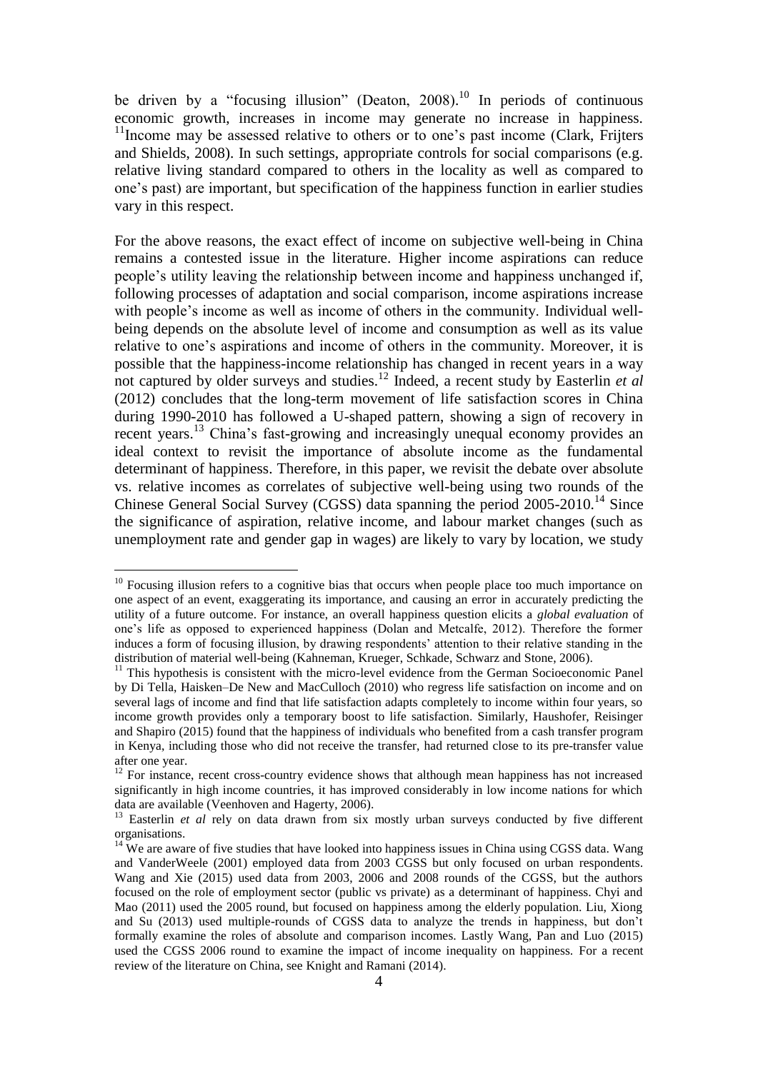be driven by a "focusing illusion" (Deaton, 2008).[10] In periods of continuous economic growth, increases in income may generate no increase in happiness. [11]Income may be assessed relative to others or to one's past income (Clark, Frijters and Shields, 2008). In such settings, appropriate controls for social comparisons (e.g. relative living standard compared to others in the locality as well as compared to one's past) are important, but specification of the happiness function in earlier studies vary in this respect.

For the above reasons, the exact effect of income on subjective well-being in China remains a contested issue in the literature. Higher income aspirations can reduce people's utility leaving the relationship between income and happiness unchanged if, following processes of adaptation and social comparison, income aspirations increase with people's income as well as income of others in the community. Individual well-being depends on the absolute level of income and consumption as well as its value relative to one's aspirations and income of others in the community. Moreover, it is possible that the happiness-income relationship has changed in recent years in a way not captured by older surveys and studies.[12] Indeed, a recent study by Easterlin *et al* (2012) concludes that the long-term movement of life satisfaction scores in China during 1990-2010 has followed a U-shaped pattern, showing a sign of recovery in recent years.[13] China's fast-growing and increasingly unequal economy provides an ideal context to revisit the importance of absolute income as the fundamental determinant of happiness. Therefore, in this paper, we revisit the debate over absolute vs. relative incomes as correlates of subjective well-being using two rounds of the Chinese General Social Survey (CGSS) data spanning the period 2005-2010.[14] Since the significance of aspiration, relative income, and labour market changes (such as unemployment rate and gender gap in wages) are likely to vary by location, we study

---

[10] Focusing illusion refers to a cognitive bias that occurs when people place too much importance on one aspect of an event, exaggerating its importance, and causing an error in accurately predicting the utility of a future outcome. For instance, an overall happiness question elicits a *global evaluation* of one's life as opposed to experienced happiness (Dolan and Metcalfe, 2012). Therefore the former induces a form of focusing illusion, by drawing respondents' attention to their relative standing in the distribution of material well-being (Kahneman, Krueger, Schkade, Schwarz and Stone, 2006).

[11] This hypothesis is consistent with the micro-level evidence from the German Socioeconomic Panel by Di Tella, Haisken–De New and MacCulloch (2010) who regress life satisfaction on income and on several lags of income and find that life satisfaction adapts completely to income within four years, so income growth provides only a temporary boost to life satisfaction. Similarly, Haushofer, Reisinger and Shapiro (2015) found that the happiness of individuals who benefited from a cash transfer program in Kenya, including those who did not receive the transfer, had returned close to its pre-transfer value after one year.

[12] For instance, recent cross-country evidence shows that although mean happiness has not increased significantly in high income countries, it has improved considerably in low income nations for which data are available (Veenhoven and Hagerty, 2006).

[13] Easterlin *et al* rely on data drawn from six mostly urban surveys conducted by five different organisations.

[14] We are aware of five studies that have looked into happiness issues in China using CGSS data. Wang and VanderWeele (2001) employed data from 2003 CGSS but only focused on urban respondents. Wang and Xie (2015) used data from 2003, 2006 and 2008 rounds of the CGSS, but the authors focused on the role of employment sector (public vs private) as a determinant of happiness. Chyi and Mao (2011) used the 2005 round, but focused on happiness among the elderly population. Liu, Xiong and Su (2013) used multiple-rounds of CGSS data to analyze the trends in happiness, but don't formally examine the roles of absolute and comparison incomes. Lastly Wang, Pan and Luo (2015) used the CGSS 2006 round to examine the impact of income inequality on happiness. For a recent review of the literature on China, see Knight and Ramani (2014).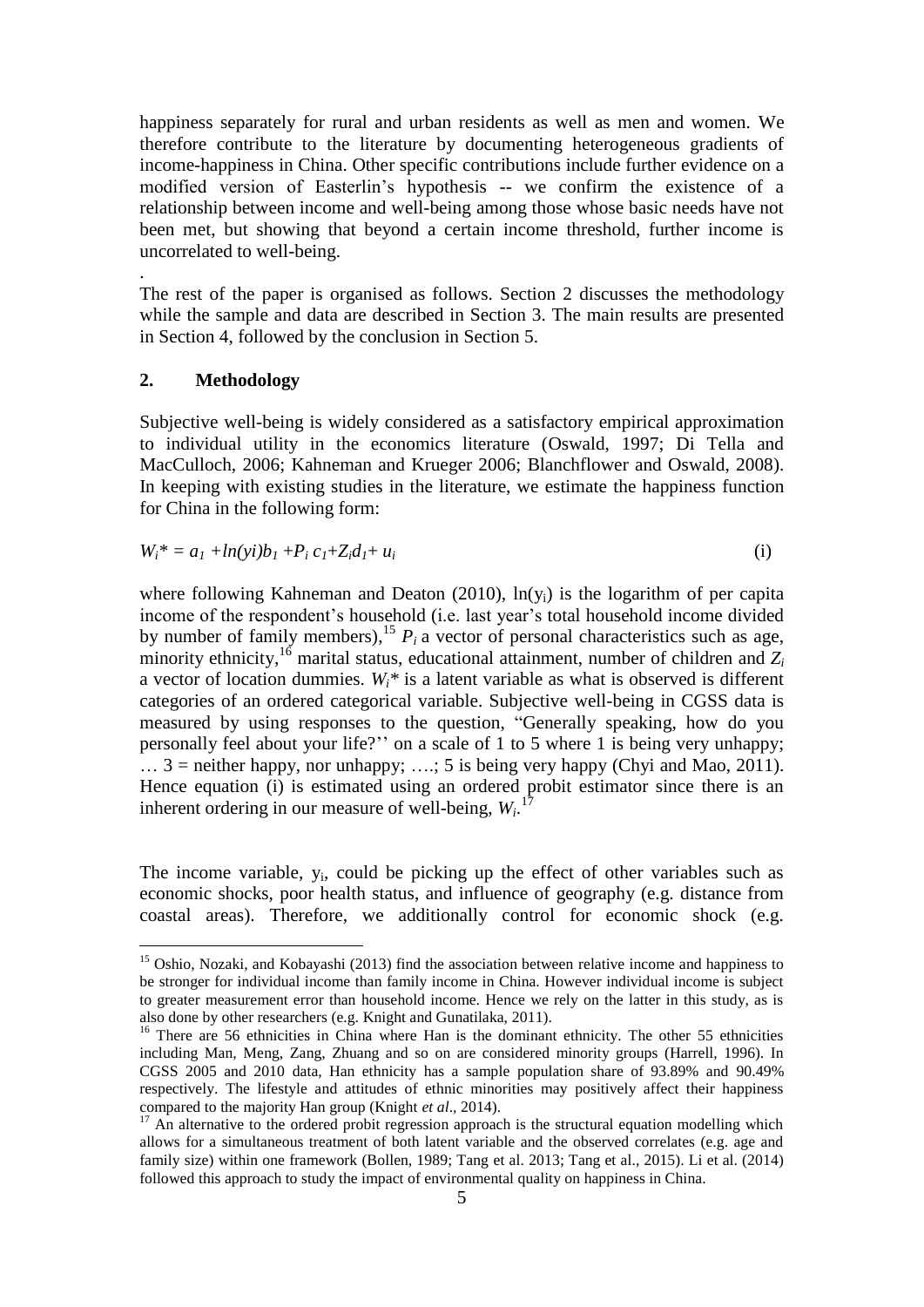happiness separately for rural and urban residents as well as men and women. We therefore contribute to the literature by documenting heterogeneous gradients of income-happiness in China. Other specific contributions include further evidence on a modified version of Easterlin's hypothesis -- we confirm the existence of a relationship between income and well-being among those whose basic needs have not been met, but showing that beyond a certain income threshold, further income is uncorrelated to well-being.

.

The rest of the paper is organised as follows. Section 2 discusses the methodology while the sample and data are described in Section 3. The main results are presented in Section 4, followed by the conclusion in Section 5.

## 2. Methodology

Subjective well-being is widely considered as a satisfactory empirical approximation to individual utility in the economics literature (Oswald, 1997; Di Tella and MacCulloch, 2006; Kahneman and Krueger 2006; Blanchflower and Oswald, 2008). In keeping with existing studies in the literature, we estimate the happiness function for China in the following form:

$$W_i^* = a_1 + ln(yi)b_1 + P_i\, c_1 + Z_i d_1 + u_i \qquad \text{(i)}$$

where following Kahneman and Deaton (2010), $\ln(y_i)$ is the logarithm of per capita income of the respondent's household (i.e. last year's total household income divided by number of family members),[15] $P_i$ a vector of personal characteristics such as age, minority ethnicity,[16] marital status, educational attainment, number of children and $Z_i$ a vector of location dummies. $W_i^*$ is a latent variable as what is observed is different categories of an ordered categorical variable. Subjective well-being in CGSS data is measured by using responses to the question, "Generally speaking, how do you personally feel about your life?'' on a scale of 1 to 5 where 1 is being very unhappy; … 3 = neither happy, nor unhappy; ….; 5 is being very happy (Chyi and Mao, 2011). Hence equation (i) is estimated using an ordered probit estimator since there is an inherent ordering in our measure of well-being, $W_i$.[17]

The income variable, $y_i$, could be picking up the effect of other variables such as economic shocks, poor health status, and influence of geography (e.g. distance from coastal areas). Therefore, we additionally control for economic shock (e.g.

---

[15] Oshio, Nozaki, and Kobayashi (2013) find the association between relative income and happiness to be stronger for individual income than family income in China. However individual income is subject to greater measurement error than household income. Hence we rely on the latter in this study, as is also done by other researchers (e.g. Knight and Gunatilaka, 2011).

[16] There are 56 ethnicities in China where Han is the dominant ethnicity. The other 55 ethnicities including Man, Meng, Zang, Zhuang and so on are considered minority groups (Harrell, 1996). In CGSS 2005 and 2010 data, Han ethnicity has a sample population share of 93.89% and 90.49% respectively. The lifestyle and attitudes of ethnic minorities may positively affect their happiness compared to the majority Han group (Knight *et al*., 2014).

[17] An alternative to the ordered probit regression approach is the structural equation modelling which allows for a simultaneous treatment of both latent variable and the observed correlates (e.g. age and family size) within one framework (Bollen, 1989; Tang et al. 2013; Tang et al., 2015). Li et al. (2014) followed this approach to study the impact of environmental quality on happiness in China.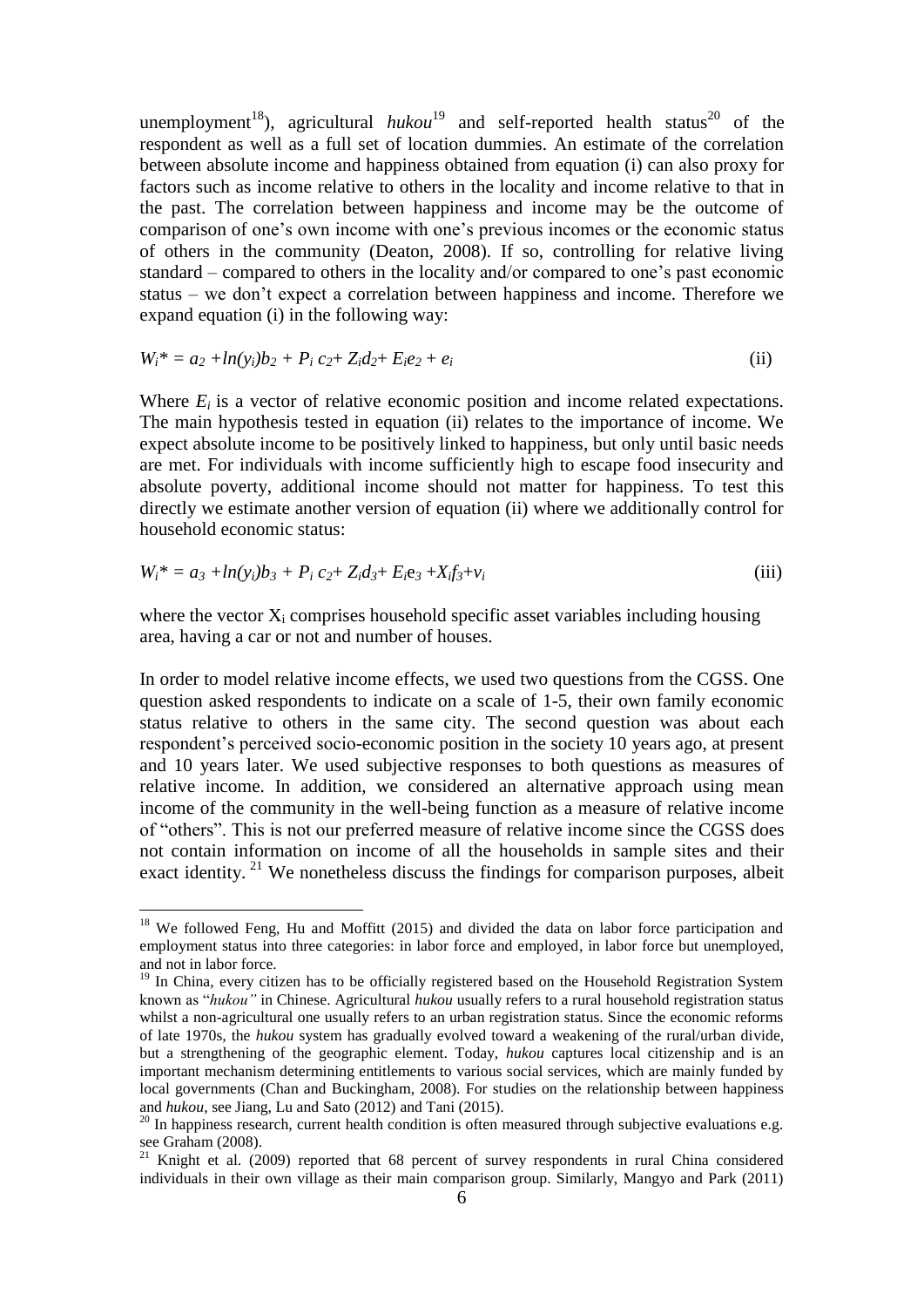unemployment[18]), agricultural *hukou*[19] and self-reported health status[20] of the respondent as well as a full set of location dummies. An estimate of the correlation between absolute income and happiness obtained from equation (i) can also proxy for factors such as income relative to others in the locality and income relative to that in the past. The correlation between happiness and income may be the outcome of comparison of one's own income with one's previous incomes or the economic status of others in the community (Deaton, 2008). If so, controlling for relative living standard – compared to others in the locality and/or compared to one's past economic status – we don't expect a correlation between happiness and income. Therefore we expand equation (i) in the following way:

$$W_i^* = a_2 + ln(y_i)b_2 + P_i c_2 + Z_i d_2 + E_i e_2 + e_i \qquad \text{(ii)}$$

Where $E_i$ is a vector of relative economic position and income related expectations. The main hypothesis tested in equation (ii) relates to the importance of income. We expect absolute income to be positively linked to happiness, but only until basic needs are met. For individuals with income sufficiently high to escape food insecurity and absolute poverty, additional income should not matter for happiness. To test this directly we estimate another version of equation (ii) where we additionally control for household economic status:

$$W_i^* = a_3 + ln(y_i)b_3 + P_i c_2 + Z_i d_3 + E_i e_3 + X_i f_3 + v_i \qquad \text{(iii)}$$

where the vector $X_i$ comprises household specific asset variables including housing area, having a car or not and number of houses.

In order to model relative income effects, we used two questions from the CGSS. One question asked respondents to indicate on a scale of 1-5, their own family economic status relative to others in the same city. The second question was about each respondent's perceived socio-economic position in the society 10 years ago, at present and 10 years later. We used subjective responses to both questions as measures of relative income. In addition, we considered an alternative approach using mean income of the community in the well-being function as a measure of relative income of "others". This is not our preferred measure of relative income since the CGSS does not contain information on income of all the households in sample sites and their exact identity.[21] We nonetheless discuss the findings for comparison purposes, albeit

---

[18] We followed Feng, Hu and Moffitt (2015) and divided the data on labor force participation and employment status into three categories: in labor force and employed, in labor force but unemployed, and not in labor force.

[19] In China, every citizen has to be officially registered based on the Household Registration System known as "*hukou*" in Chinese. Agricultural *hukou* usually refers to a rural household registration status whilst a non-agricultural one usually refers to an urban registration status. Since the economic reforms of late 1970s, the *hukou* system has gradually evolved toward a weakening of the rural/urban divide, but a strengthening of the geographic element. Today, *hukou* captures local citizenship and is an important mechanism determining entitlements to various social services, which are mainly funded by local governments (Chan and Buckingham, 2008). For studies on the relationship between happiness and *hukou*, see Jiang, Lu and Sato (2012) and Tani (2015).

[20] In happiness research, current health condition is often measured through subjective evaluations e.g. see Graham (2008).

[21] Knight et al. (2009) reported that 68 percent of survey respondents in rural China considered individuals in their own village as their main comparison group. Similarly, Mangyo and Park (2011)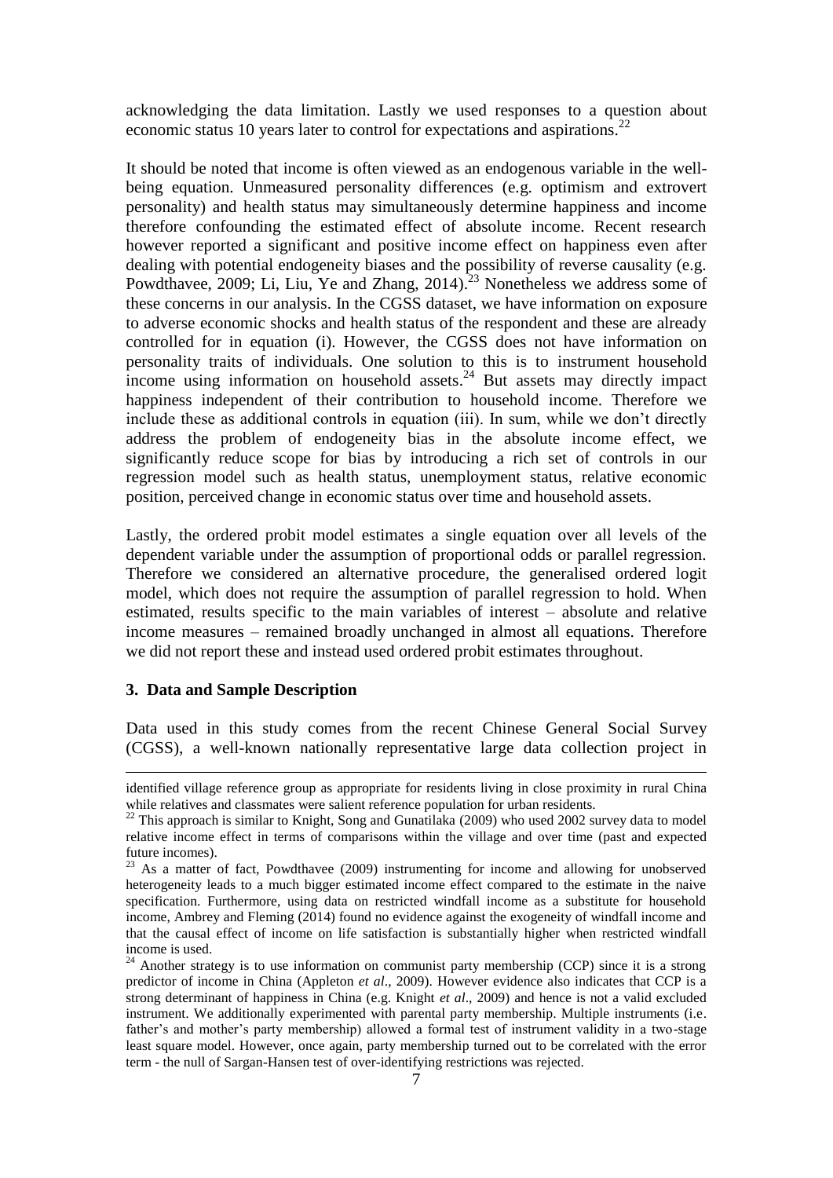acknowledging the data limitation. Lastly we used responses to a question about economic status 10 years later to control for expectations and aspirations.[22]

It should be noted that income is often viewed as an endogenous variable in the well-being equation. Unmeasured personality differences (e.g. optimism and extrovert personality) and health status may simultaneously determine happiness and income therefore confounding the estimated effect of absolute income. Recent research however reported a significant and positive income effect on happiness even after dealing with potential endogeneity biases and the possibility of reverse causality (e.g. Powdthavee, 2009; Li, Liu, Ye and Zhang, 2014).[23] Nonetheless we address some of these concerns in our analysis. In the CGSS dataset, we have information on exposure to adverse economic shocks and health status of the respondent and these are already controlled for in equation (i). However, the CGSS does not have information on personality traits of individuals. One solution to this is to instrument household income using information on household assets.[24] But assets may directly impact happiness independent of their contribution to household income. Therefore we include these as additional controls in equation (iii). In sum, while we don't directly address the problem of endogeneity bias in the absolute income effect, we significantly reduce scope for bias by introducing a rich set of controls in our regression model such as health status, unemployment status, relative economic position, perceived change in economic status over time and household assets.

Lastly, the ordered probit model estimates a single equation over all levels of the dependent variable under the assumption of proportional odds or parallel regression. Therefore we considered an alternative procedure, the generalised ordered logit model, which does not require the assumption of parallel regression to hold. When estimated, results specific to the main variables of interest – absolute and relative income measures – remained broadly unchanged in almost all equations. Therefore we did not report these and instead used ordered probit estimates throughout.

### 3. Data and Sample Description

Data used in this study comes from the recent Chinese General Social Survey (CGSS), a well-known nationally representative large data collection project in

---

identified village reference group as appropriate for residents living in close proximity in rural China while relatives and classmates were salient reference population for urban residents.

[22] This approach is similar to Knight, Song and Gunatilaka (2009) who used 2002 survey data to model relative income effect in terms of comparisons within the village and over time (past and expected future incomes).

[23] As a matter of fact, Powdthavee (2009) instrumenting for income and allowing for unobserved heterogeneity leads to a much bigger estimated income effect compared to the estimate in the naive specification. Furthermore, using data on restricted windfall income as a substitute for household income, Ambrey and Fleming (2014) found no evidence against the exogeneity of windfall income and that the causal effect of income on life satisfaction is substantially higher when restricted windfall income is used.

[24] Another strategy is to use information on communist party membership (CCP) since it is a strong predictor of income in China (Appleton *et al*., 2009). However evidence also indicates that CCP is a strong determinant of happiness in China (e.g. Knight *et al*., 2009) and hence is not a valid excluded instrument. We additionally experimented with parental party membership. Multiple instruments (i.e. father's and mother's party membership) allowed a formal test of instrument validity in a two-stage least square model. However, once again, party membership turned out to be correlated with the error term - the null of Sargan-Hansen test of over-identifying restrictions was rejected.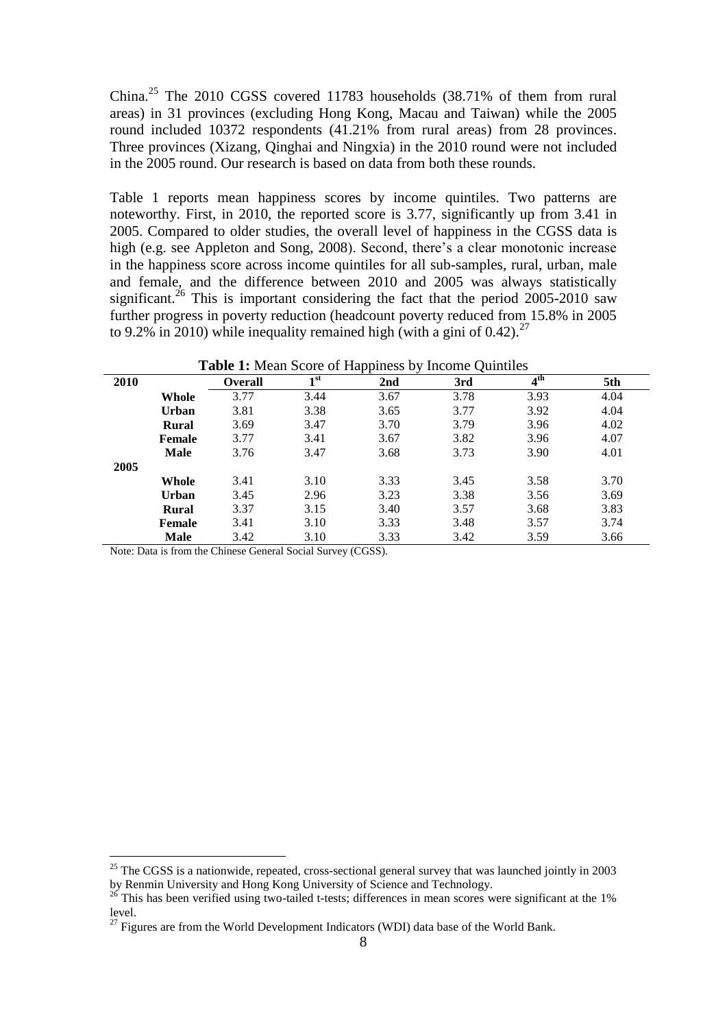China.[25] The 2010 CGSS covered 11783 households (38.71% of them from rural areas) in 31 provinces (excluding Hong Kong, Macau and Taiwan) while the 2005 round included 10372 respondents (41.21% from rural areas) from 28 provinces. Three provinces (Xizang, Qinghai and Ningxia) in the 2010 round were not included in the 2005 round. Our research is based on data from both these rounds.

Table 1 reports mean happiness scores by income quintiles. Two patterns are noteworthy. First, in 2010, the reported score is 3.77, significantly up from 3.41 in 2005. Compared to older studies, the overall level of happiness in the CGSS data is high (e.g. see Appleton and Song, 2008). Second, there's a clear monotonic increase in the happiness score across income quintiles for all sub-samples, rural, urban, male and female, and the difference between 2010 and 2005 was always statistically significant.[26] This is important considering the fact that the period 2005-2010 saw further progress in poverty reduction (headcount poverty reduced from 15.8% in 2005 to 9.2% in 2010) while inequality remained high (with a gini of 0.42).[27]

**Table 1:** Mean Score of Happiness by Income Quintiles

| 2010 | | Overall | 1st | 2nd | 3rd | 4th | 5th |
|---|---|---|---|---|---|---|---|
| | **Whole** | 3.77 | 3.44 | 3.67 | 3.78 | 3.93 | 4.04 |
| | **Urban** | 3.81 | 3.38 | 3.65 | 3.77 | 3.92 | 4.04 |
| | **Rural** | 3.69 | 3.47 | 3.70 | 3.79 | 3.96 | 4.02 |
| | **Female** | 3.77 | 3.41 | 3.67 | 3.82 | 3.96 | 4.07 |
| | **Male** | 3.76 | 3.47 | 3.68 | 3.73 | 3.90 | 4.01 |
| **2005** | | | | | | | |
| | **Whole** | 3.41 | 3.10 | 3.33 | 3.45 | 3.58 | 3.70 |
| | **Urban** | 3.45 | 2.96 | 3.23 | 3.38 | 3.56 | 3.69 |
| | **Rural** | 3.37 | 3.15 | 3.40 | 3.57 | 3.68 | 3.83 |
| | **Female** | 3.41 | 3.10 | 3.33 | 3.48 | 3.57 | 3.74 |
| | **Male** | 3.42 | 3.10 | 3.33 | 3.42 | 3.59 | 3.66 |

Note: Data is from the Chinese General Social Survey (CGSS).

---

[25] The CGSS is a nationwide, repeated, cross-sectional general survey that was launched jointly in 2003 by Renmin University and Hong Kong University of Science and Technology.

[26] This has been verified using two-tailed t-tests; differences in mean scores were significant at the 1% level.

[27] Figures are from the World Development Indicators (WDI) data base of the World Bank.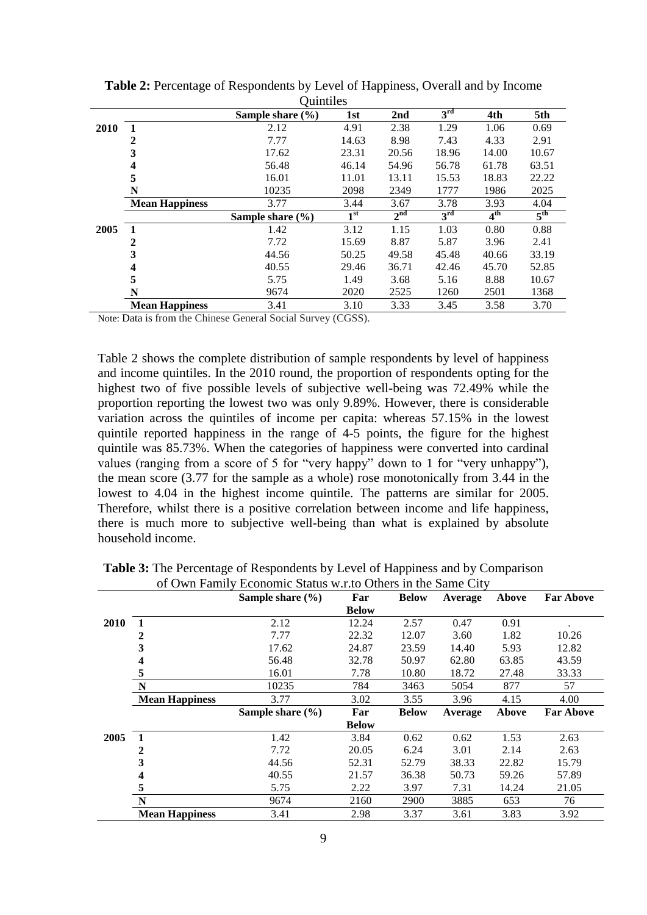**Table 2:** Percentage of Respondents by Level of Happiness, Overall and by Income Quintiles

| | | Sample share (%) | 1st | 2nd | 3rd | 4th | 5th |
|---|---|---|---|---|---|---|---|
| **2010** | **1** | 2.12 | 4.91 | 2.38 | 1.29 | 1.06 | 0.69 |
| | **2** | 7.77 | 14.63 | 8.98 | 7.43 | 4.33 | 2.91 |
| | **3** | 17.62 | 23.31 | 20.56 | 18.96 | 14.00 | 10.67 |
| | **4** | 56.48 | 46.14 | 54.96 | 56.78 | 61.78 | 63.51 |
| | **5** | 16.01 | 11.01 | 13.11 | 15.53 | 18.83 | 22.22 |
| | **N** | 10235 | 2098 | 2349 | 1777 | 1986 | 2025 |
| | **Mean Happiness** | 3.77 | 3.44 | 3.67 | 3.78 | 3.93 | 4.04 |
| | | **Sample share (%)** | **1st** | **2nd** | **3rd** | **4th** | **5th** |
| **2005** | **1** | 1.42 | 3.12 | 1.15 | 1.03 | 0.80 | 0.88 |
| | **2** | 7.72 | 15.69 | 8.87 | 5.87 | 3.96 | 2.41 |
| | **3** | 44.56 | 50.25 | 49.58 | 45.48 | 40.66 | 33.19 |
| | **4** | 40.55 | 29.46 | 36.71 | 42.46 | 45.70 | 52.85 |
| | **5** | 5.75 | 1.49 | 3.68 | 5.16 | 8.88 | 10.67 |
| | **N** | 9674 | 2020 | 2525 | 1260 | 2501 | 1368 |
| | **Mean Happiness** | 3.41 | 3.10 | 3.33 | 3.45 | 3.58 | 3.70 |

Note: Data is from the Chinese General Social Survey (CGSS).

Table 2 shows the complete distribution of sample respondents by level of happiness and income quintiles. In the 2010 round, the proportion of respondents opting for the highest two of five possible levels of subjective well-being was 72.49% while the proportion reporting the lowest two was only 9.89%. However, there is considerable variation across the quintiles of income per capita: whereas 57.15% in the lowest quintile reported happiness in the range of 4-5 points, the figure for the highest quintile was 85.73%. When the categories of happiness were converted into cardinal values (ranging from a score of 5 for "very happy" down to 1 for "very unhappy"), the mean score (3.77 for the sample as a whole) rose monotonically from 3.44 in the lowest to 4.04 in the highest income quintile. The patterns are similar for 2005. Therefore, whilst there is a positive correlation between income and life happiness, there is much more to subjective well-being than what is explained by absolute household income.

**Table 3:** The Percentage of Respondents by Level of Happiness and by Comparison of Own Family Economic Status w.r.to Others in the Same City

| | | Sample share (%) | Far Below | Below | Average | Above | Far Above |
|---|---|---|---|---|---|---|---|
| **2010** | **1** | 2.12 | 12.24 | 2.57 | 0.47 | 0.91 | . |
| | **2** | 7.77 | 22.32 | 12.07 | 3.60 | 1.82 | 10.26 |
| | **3** | 17.62 | 24.87 | 23.59 | 14.40 | 5.93 | 12.82 |
| | **4** | 56.48 | 32.78 | 50.97 | 62.80 | 63.85 | 43.59 |
| | **5** | 16.01 | 7.78 | 10.80 | 18.72 | 27.48 | 33.33 |
| | **N** | 10235 | 784 | 3463 | 5054 | 877 | 57 |
| | **Mean Happiness** | 3.77 | 3.02 | 3.55 | 3.96 | 4.15 | 4.00 |
| | | **Sample share (%)** | **Far Below** | **Below** | **Average** | **Above** | **Far Above** |
| **2005** | **1** | 1.42 | 3.84 | 0.62 | 0.62 | 1.53 | 2.63 |
| | **2** | 7.72 | 20.05 | 6.24 | 3.01 | 2.14 | 2.63 |
| | **3** | 44.56 | 52.31 | 52.79 | 38.33 | 22.82 | 15.79 |
| | **4** | 40.55 | 21.57 | 36.38 | 50.73 | 59.26 | 57.89 |
| | **5** | 5.75 | 2.22 | 3.97 | 7.31 | 14.24 | 21.05 |
| | **N** | 9674 | 2160 | 2900 | 3885 | 653 | 76 |
| | **Mean Happiness** | 3.41 | 2.98 | 3.37 | 3.61 | 3.83 | 3.92 |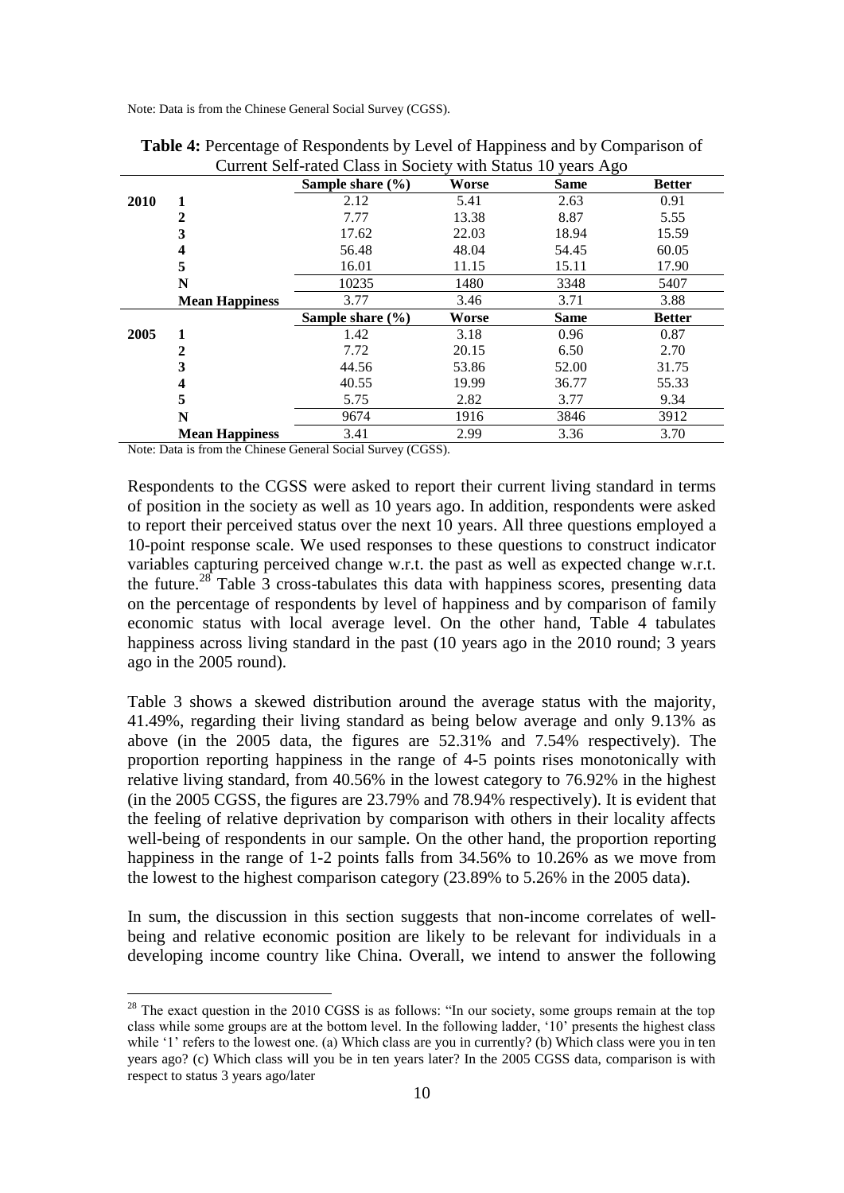Note: Data is from the Chinese General Social Survey (CGSS).

**Table 4:** Percentage of Respondents by Level of Happiness and by Comparison of Current Self-rated Class in Society with Status 10 years Ago

| | | Sample share (%) | Worse | Same | Better |
|---|---|---|---|---|---|
| **2010** | **1** | 2.12 | 5.41 | 2.63 | 0.91 |
| | **2** | 7.77 | 13.38 | 8.87 | 5.55 |
| | **3** | 17.62 | 22.03 | 18.94 | 15.59 |
| | **4** | 56.48 | 48.04 | 54.45 | 60.05 |
| | **5** | 16.01 | 11.15 | 15.11 | 17.90 |
| | **N** | 10235 | 1480 | 3348 | 5407 |
| | **Mean Happiness** | 3.77 | 3.46 | 3.71 | 3.88 |
| | | **Sample share (%)** | **Worse** | **Same** | **Better** |
| **2005** | **1** | 1.42 | 3.18 | 0.96 | 0.87 |
| | **2** | 7.72 | 20.15 | 6.50 | 2.70 |
| | **3** | 44.56 | 53.86 | 52.00 | 31.75 |
| | **4** | 40.55 | 19.99 | 36.77 | 55.33 |
| | **5** | 5.75 | 2.82 | 3.77 | 9.34 |
| | **N** | 9674 | 1916 | 3846 | 3912 |
| | **Mean Happiness** | 3.41 | 2.99 | 3.36 | 3.70 |

Note: Data is from the Chinese General Social Survey (CGSS).

Respondents to the CGSS were asked to report their current living standard in terms of position in the society as well as 10 years ago. In addition, respondents were asked to report their perceived status over the next 10 years. All three questions employed a 10-point response scale. We used responses to these questions to construct indicator variables capturing perceived change w.r.t. the past as well as expected change w.r.t. the future.[28] Table 3 cross-tabulates this data with happiness scores, presenting data on the percentage of respondents by level of happiness and by comparison of family economic status with local average level. On the other hand, Table 4 tabulates happiness across living standard in the past (10 years ago in the 2010 round; 3 years ago in the 2005 round).

Table 3 shows a skewed distribution around the average status with the majority, 41.49%, regarding their living standard as being below average and only 9.13% as above (in the 2005 data, the figures are 52.31% and 7.54% respectively). The proportion reporting happiness in the range of 4-5 points rises monotonically with relative living standard, from 40.56% in the lowest category to 76.92% in the highest (in the 2005 CGSS, the figures are 23.79% and 78.94% respectively). It is evident that the feeling of relative deprivation by comparison with others in their locality affects well-being of respondents in our sample. On the other hand, the proportion reporting happiness in the range of 1-2 points falls from 34.56% to 10.26% as we move from the lowest to the highest comparison category (23.89% to 5.26% in the 2005 data).

In sum, the discussion in this section suggests that non-income correlates of well-being and relative economic position are likely to be relevant for individuals in a developing income country like China. Overall, we intend to answer the following

[28] The exact question in the 2010 CGSS is as follows: "In our society, some groups remain at the top class while some groups are at the bottom level. In the following ladder, '10' presents the highest class while '1' refers to the lowest one. (a) Which class are you in currently? (b) Which class were you in ten years ago? (c) Which class will you be in ten years later? In the 2005 CGSS data, comparison is with respect to status 3 years ago/later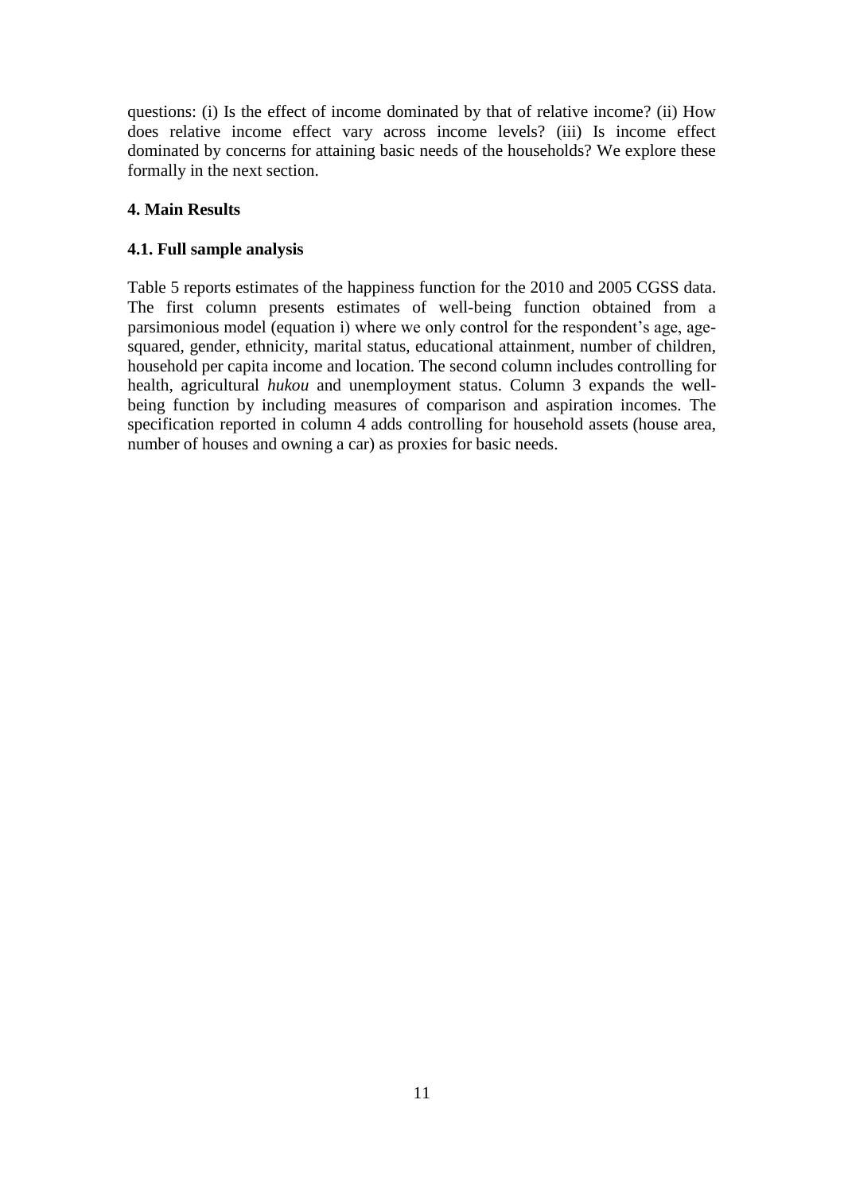questions: (i) Is the effect of income dominated by that of relative income? (ii) How does relative income effect vary across income levels? (iii) Is income effect dominated by concerns for attaining basic needs of the households? We explore these formally in the next section.

## 4. Main Results

### 4.1. Full sample analysis

Table 5 reports estimates of the happiness function for the 2010 and 2005 CGSS data. The first column presents estimates of well-being function obtained from a parsimonious model (equation i) where we only control for the respondent's age, age-squared, gender, ethnicity, marital status, educational attainment, number of children, household per capita income and location. The second column includes controlling for health, agricultural *hukou* and unemployment status. Column 3 expands the well-being function by including measures of comparison and aspiration incomes. The specification reported in column 4 adds controlling for household assets (house area, number of houses and owning a car) as proxies for basic needs.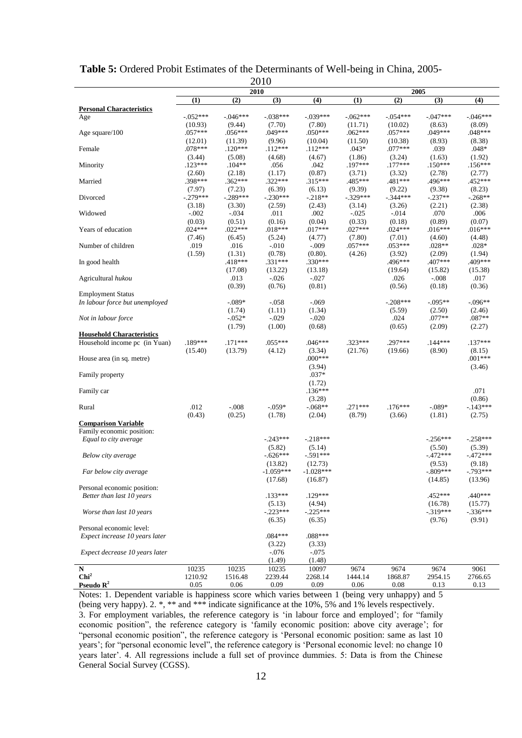**Table 5:** Ordered Probit Estimates of the Determinants of Well-being in China, 2005-2010

| | 2010 | | | | 2005 | | | |
|---|---|---|---|---|---|---|---|---|
| | (1) | (2) | (3) | (4) | (1) | (2) | (3) | (4) |
| **Personal Characteristics** | | | | | | | | |
| Age | -.052*** | -.046*** | -.038*** | -.039*** | -.062*** | -.054*** | -.047*** | -.046*** |
| | (10.93) | (9.44) | (7.70) | (7.80) | (11.71) | (10.02) | (8.63) | (8.09) |
| Age square/100 | .057*** | .056*** | .049*** | .050*** | .062*** | .057*** | .049*** | .048*** |
| | (12.01) | (11.39) | (9.96) | (10.04) | (11.50) | (10.38) | (8.93) | (8.38) |
| Female | .078*** | .120*** | .112*** | .112*** | .043* | .077*** | .039 | .048* |
| | (3.44) | (5.08) | (4.68) | (4.67) | (1.86) | (3.24) | (1.63) | (1.92) |
| Minority | .123*** | .104** | .056 | .042 | .197*** | .177*** | .150*** | .156*** |
| | (2.60) | (2.18) | (1.17) | (0.87) | (3.71) | (3.32) | (2.78) | (2.77) |
| Married | .398*** | .362*** | .322*** | .315*** | .485*** | .481*** | .496*** | .452*** |
| | (7.97) | (7.23) | (6.39) | (6.13) | (9.39) | (9.22) | (9.38) | (8.23) |
| Divorced | -.279*** | -.289*** | -.230*** | -.218** | -.329*** | -.344*** | -.237** | -.268** |
| | (3.18) | (3.30) | (2.59) | (2.43) | (3.14) | (3.26) | (2.21) | (2.38) |
| Widowed | -.002 | -.034 | .011 | .002 | -.025 | -.014 | .070 | .006 |
| | (0.03) | (0.51) | (0.16) | (0.04) | (0.33) | (0.18) | (0.89) | (0.07) |
| Years of education | .024*** | .022*** | .018*** | .017*** | .027*** | .024*** | .016*** | .016*** |
| | (7.46) | (6.45) | (5.24) | (4.77) | (7.80) | (7.01) | (4.60) | (4.48) |
| Number of children | .019 | .016 | -.010 | -.009 | .057*** | .053*** | .028** | .028* |
| | (1.59) | (1.31) | (0.78) | (0.80). | (4.26) | (3.92) | (2.09) | (1.94) |
| In good health | | .418*** | .331*** | .330*** | | .496*** | .407*** | .409*** |
| | | (17.08) | (13.22) | (13.18) | | (19.64) | (15.82) | (15.38) |
| Agricultural *hukou* | | .013 | -.026 | -.027 | | .026 | -.008 | .017 |
| | | (0.39) | (0.76) | (0.81) | | (0.56) | (0.18) | (0.36) |
| Employment Status | | | | | | | | |
| *In labour force but unemployed* | | -.089* | -.058 | -.069 | | -.208*** | -.095** | -.096** |
| | | (1.74) | (1.11) | (1.34) | | (5.59) | (2.50) | (2.46) |
| *Not in labour force* | | -.052* | -.029 | -.020 | | .024 | .077** | .087** |
| | | (1.79) | (1.00) | (0.68) | | (0.65) | (2.09) | (2.27) |
| **Household Characteristics** | | | | | | | | |
| Household income pc (in Yuan) | .189*** | .171*** | .055*** | .046*** | .323*** | .297*** | .144*** | .137*** |
| | (15.40) | (13.79) | (4.12) | (3.34) | (21.76) | (19.66) | (8.90) | (8.15) |
| House area (in sq. metre) | | | | .000*** | | | | .001*** |
| | | | | (3.94) | | | | (3.46) |
| Family property | | | | .037* | | | | |
| | | | | (1.72) | | | | |
| Family car | | | | .136*** | | | | .071 |
| | | | | (3.28) | | | | (0.86) |
| Rural | .012 | -.008 | -.059* | -.068** | .271*** | .176*** | -.089* | -.143*** |
| | (0.43) | (0.25) | (1.78) | (2.04) | (8.79) | (3.66) | (1.81) | (2.75) |
| **Comparison Variable** | | | | | | | | |
| Family economic position: | | | | | | | | |
| *Equal to city average* | | | -.243*** | -.218*** | | | -.256*** | -.258*** |
| | | | (5.82) | (5.14) | | | (5.50) | (5.39) |
| *Below city average* | | | -.626*** | -.591*** | | | -.472*** | -.472*** |
| | | | (13.82) | (12.73) | | | (9.53) | (9.18) |
| *Far below city average* | | | -1.059*** | -1.028*** | | | -.809*** | -.793*** |
| | | | (17.68) | (16.87) | | | (14.85) | (13.96) |
| Personal economic position: | | | | | | | | |
| *Better than last 10 years* | | | .133*** | .129*** | | | .452*** | .440*** |
| | | | (5.13) | (4.94) | | | (16.78) | (15.77) |
| *Worse than last 10 years* | | | -.223*** | -.225*** | | | -.319*** | -.336*** |
| | | | (6.35) | (6.35) | | | (9.76) | (9.91) |
| Personal economic level: | | | | | | | | |
| *Expect increase 10 years later* | | | .084*** | .088*** | | | | |
| | | | (3.22) | (3.33) | | | | |
| *Expect decrease 10 years later* | | | -.076 | -.075 | | | | |
| | | | (1.49) | (1.48) | | | | |
| **N** | 10235 | 10235 | 10235 | 10097 | 9674 | 9674 | 9674 | 9061 |
| **Chi²** | 1210.92 | 1516.48 | 2239.44 | 2268.14 | 1444.14 | 1868.87 | 2954.15 | 2766.65 |
| **Pseudo R²** | 0.05 | 0.06 | 0.09 | 0.09 | 0.06 | 0.08 | 0.13 | 0.13 |

Notes: 1. Dependent variable is happiness score which varies between 1 (being very unhappy) and 5 (being very happy). 2. *, ** and *** indicate significance at the 10%, 5% and 1% levels respectively. 3. For employment variables, the reference category is 'in labour force and employed'; for "family economic position", the reference category is 'family economic position: above city average'; for "personal economic position", the reference category is 'Personal economic position: same as last 10 years'; for "personal economic level", the reference category is 'Personal economic level: no change 10 years later'. 4. All regressions include a full set of province dummies. 5: Data is from the Chinese General Social Survey (CGSS).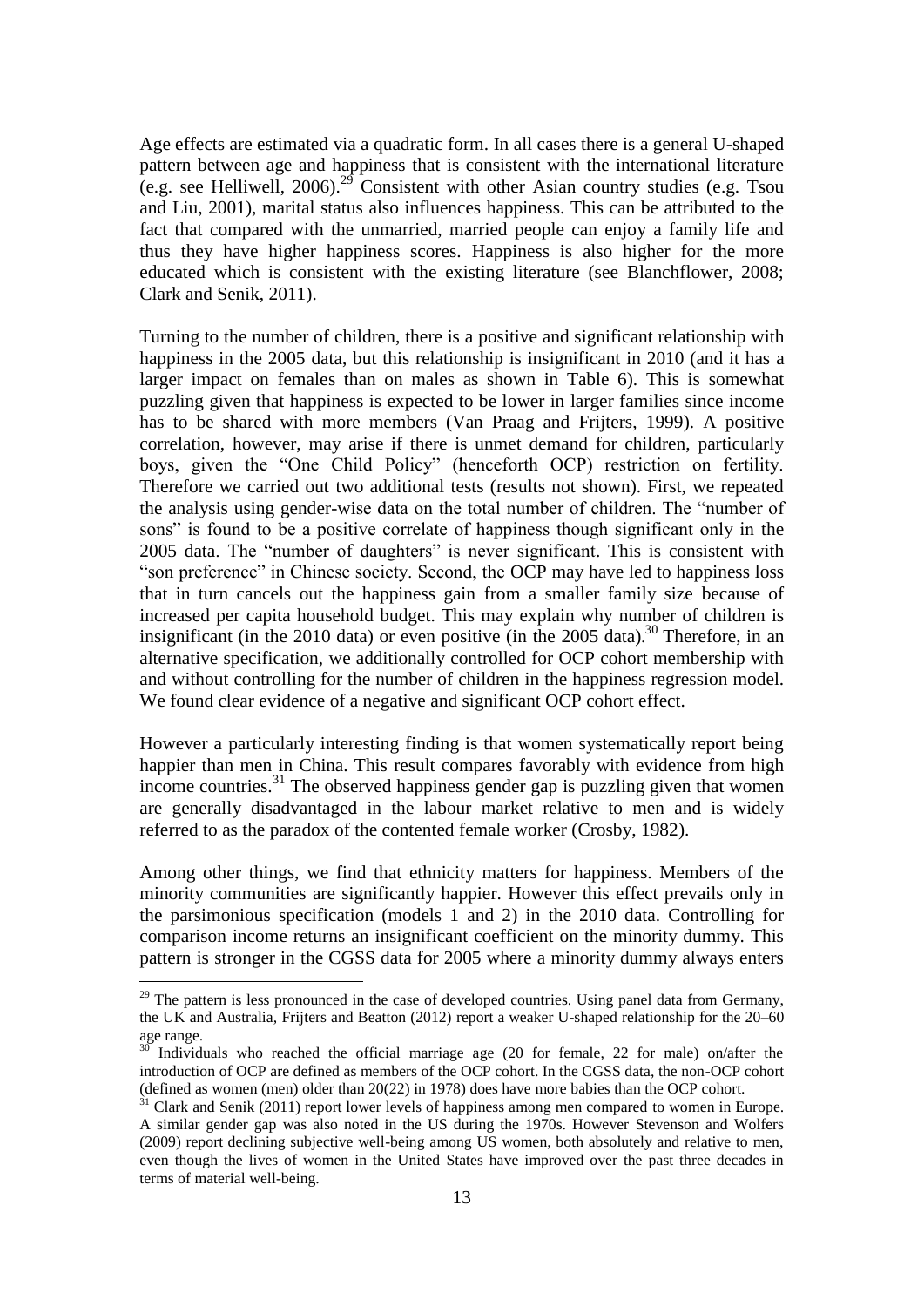Age effects are estimated via a quadratic form. In all cases there is a general U-shaped pattern between age and happiness that is consistent with the international literature (e.g. see Helliwell, 2006).[29] Consistent with other Asian country studies (e.g. Tsou and Liu, 2001), marital status also influences happiness. This can be attributed to the fact that compared with the unmarried, married people can enjoy a family life and thus they have higher happiness scores. Happiness is also higher for the more educated which is consistent with the existing literature (see Blanchflower, 2008; Clark and Senik, 2011).

Turning to the number of children, there is a positive and significant relationship with happiness in the 2005 data, but this relationship is insignificant in 2010 (and it has a larger impact on females than on males as shown in Table 6). This is somewhat puzzling given that happiness is expected to be lower in larger families since income has to be shared with more members (Van Praag and Frijters, 1999). A positive correlation, however, may arise if there is unmet demand for children, particularly boys, given the "One Child Policy" (henceforth OCP) restriction on fertility. Therefore we carried out two additional tests (results not shown). First, we repeated the analysis using gender-wise data on the total number of children. The "number of sons" is found to be a positive correlate of happiness though significant only in the 2005 data. The "number of daughters" is never significant. This is consistent with "son preference" in Chinese society. Second, the OCP may have led to happiness loss that in turn cancels out the happiness gain from a smaller family size because of increased per capita household budget. This may explain why number of children is insignificant (in the 2010 data) or even positive (in the 2005 data).[30] Therefore, in an alternative specification, we additionally controlled for OCP cohort membership with and without controlling for the number of children in the happiness regression model. We found clear evidence of a negative and significant OCP cohort effect.

However a particularly interesting finding is that women systematically report being happier than men in China. This result compares favorably with evidence from high income countries.[31] The observed happiness gender gap is puzzling given that women are generally disadvantaged in the labour market relative to men and is widely referred to as the paradox of the contented female worker (Crosby, 1982).

Among other things, we find that ethnicity matters for happiness. Members of the minority communities are significantly happier. However this effect prevails only in the parsimonious specification (models 1 and 2) in the 2010 data. Controlling for comparison income returns an insignificant coefficient on the minority dummy. This pattern is stronger in the CGSS data for 2005 where a minority dummy always enters

---

[29] The pattern is less pronounced in the case of developed countries. Using panel data from Germany, the UK and Australia, Frijters and Beatton (2012) report a weaker U-shaped relationship for the 20–60 age range.

[30] Individuals who reached the official marriage age (20 for female, 22 for male) on/after the introduction of OCP are defined as members of the OCP cohort. In the CGSS data, the non-OCP cohort (defined as women (men) older than 20(22) in 1978) does have more babies than the OCP cohort.

[31] Clark and Senik (2011) report lower levels of happiness among men compared to women in Europe. A similar gender gap was also noted in the US during the 1970s. However Stevenson and Wolfers (2009) report declining subjective well-being among US women, both absolutely and relative to men, even though the lives of women in the United States have improved over the past three decades in terms of material well-being.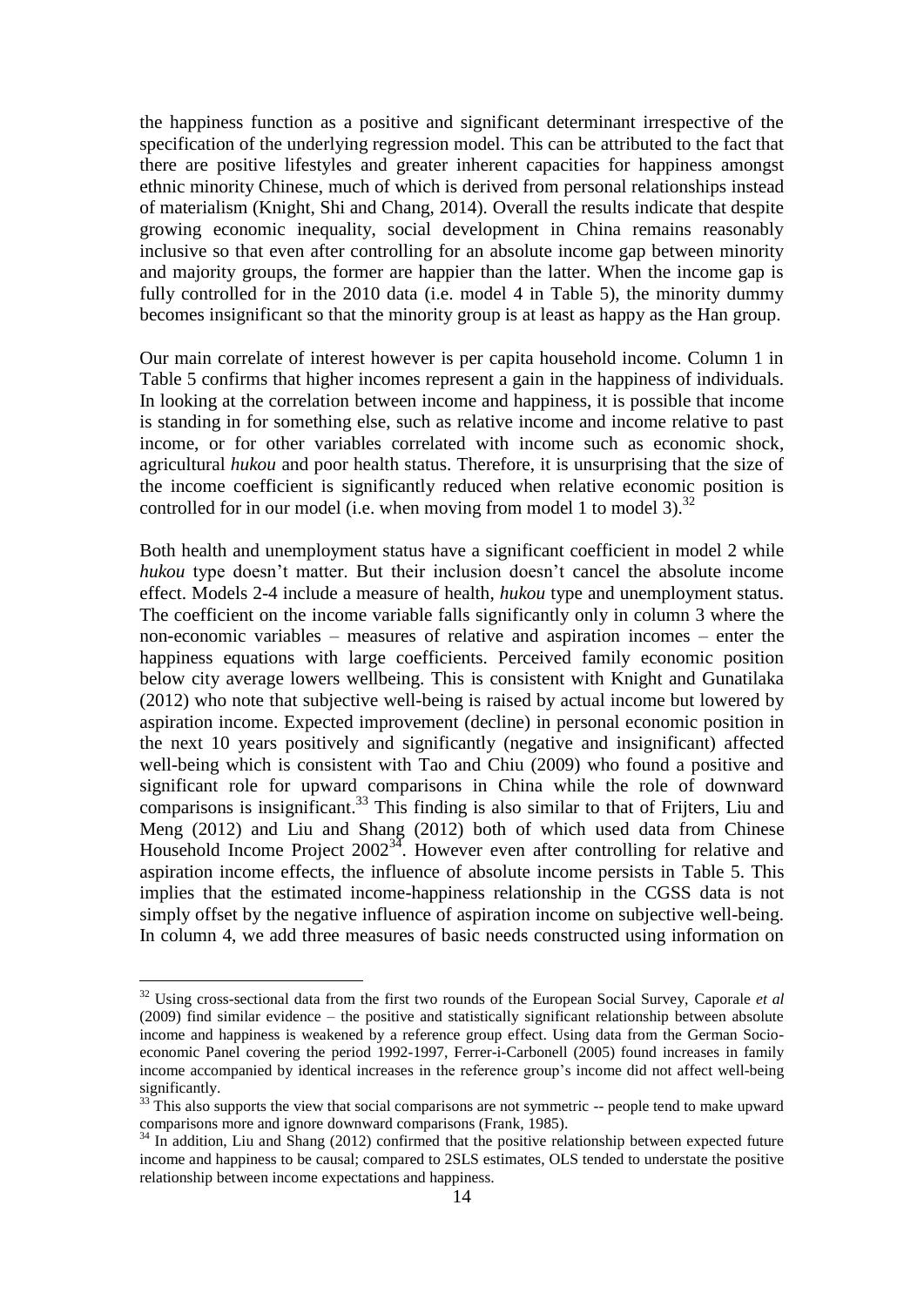the happiness function as a positive and significant determinant irrespective of the specification of the underlying regression model. This can be attributed to the fact that there are positive lifestyles and greater inherent capacities for happiness amongst ethnic minority Chinese, much of which is derived from personal relationships instead of materialism (Knight, Shi and Chang, 2014). Overall the results indicate that despite growing economic inequality, social development in China remains reasonably inclusive so that even after controlling for an absolute income gap between minority and majority groups, the former are happier than the latter. When the income gap is fully controlled for in the 2010 data (i.e. model 4 in Table 5), the minority dummy becomes insignificant so that the minority group is at least as happy as the Han group.

Our main correlate of interest however is per capita household income. Column 1 in Table 5 confirms that higher incomes represent a gain in the happiness of individuals. In looking at the correlation between income and happiness, it is possible that income is standing in for something else, such as relative income and income relative to past income, or for other variables correlated with income such as economic shock, agricultural *hukou* and poor health status. Therefore, it is unsurprising that the size of the income coefficient is significantly reduced when relative economic position is controlled for in our model (i.e. when moving from model 1 to model 3).[32]

Both health and unemployment status have a significant coefficient in model 2 while *hukou* type doesn't matter. But their inclusion doesn't cancel the absolute income effect. Models 2-4 include a measure of health, *hukou* type and unemployment status. The coefficient on the income variable falls significantly only in column 3 where the non-economic variables – measures of relative and aspiration incomes – enter the happiness equations with large coefficients. Perceived family economic position below city average lowers wellbeing. This is consistent with Knight and Gunatilaka (2012) who note that subjective well-being is raised by actual income but lowered by aspiration income. Expected improvement (decline) in personal economic position in the next 10 years positively and significantly (negative and insignificant) affected well-being which is consistent with Tao and Chiu (2009) who found a positive and significant role for upward comparisons in China while the role of downward comparisons is insignificant.[33] This finding is also similar to that of Frijters, Liu and Meng (2012) and Liu and Shang (2012) both of which used data from Chinese Household Income Project 2002[34]. However even after controlling for relative and aspiration income effects, the influence of absolute income persists in Table 5. This implies that the estimated income-happiness relationship in the CGSS data is not simply offset by the negative influence of aspiration income on subjective well-being. In column 4, we add three measures of basic needs constructed using information on

---

[32] Using cross-sectional data from the first two rounds of the European Social Survey, Caporale *et al* (2009) find similar evidence – the positive and statistically significant relationship between absolute income and happiness is weakened by a reference group effect. Using data from the German Socio-economic Panel covering the period 1992-1997, Ferrer-i-Carbonell (2005) found increases in family income accompanied by identical increases in the reference group's income did not affect well-being significantly.

[33] This also supports the view that social comparisons are not symmetric -- people tend to make upward comparisons more and ignore downward comparisons (Frank, 1985).

[34] In addition, Liu and Shang (2012) confirmed that the positive relationship between expected future income and happiness to be causal; compared to 2SLS estimates, OLS tended to understate the positive relationship between income expectations and happiness.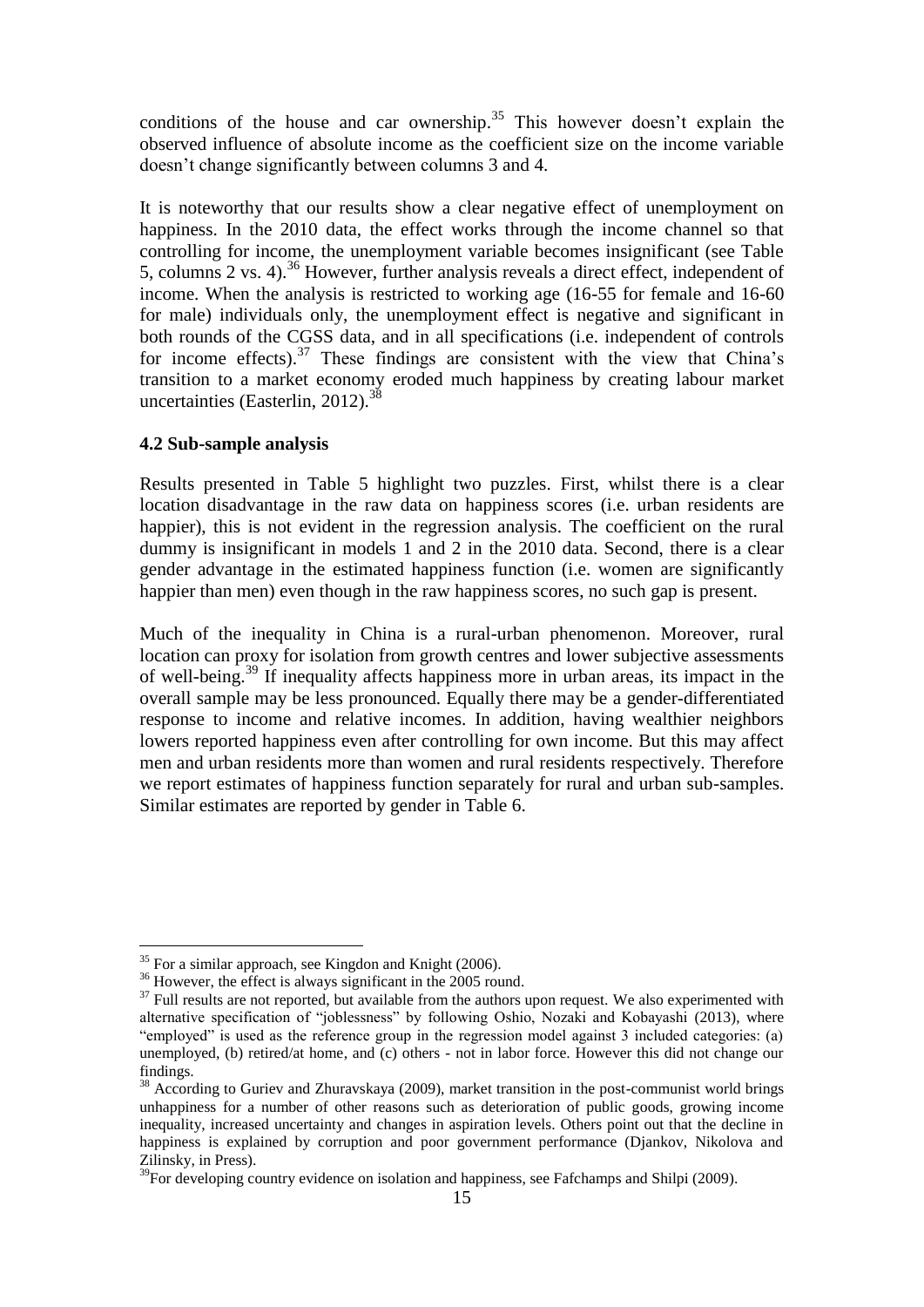conditions of the house and car ownership.[35] This however doesn't explain the observed influence of absolute income as the coefficient size on the income variable doesn't change significantly between columns 3 and 4.

It is noteworthy that our results show a clear negative effect of unemployment on happiness. In the 2010 data, the effect works through the income channel so that controlling for income, the unemployment variable becomes insignificant (see Table 5, columns 2 vs. 4).[36] However, further analysis reveals a direct effect, independent of income. When the analysis is restricted to working age (16-55 for female and 16-60 for male) individuals only, the unemployment effect is negative and significant in both rounds of the CGSS data, and in all specifications (i.e. independent of controls for income effects).[37] These findings are consistent with the view that China's transition to a market economy eroded much happiness by creating labour market uncertainties (Easterlin, 2012).[38]

### 4.2 Sub-sample analysis

Results presented in Table 5 highlight two puzzles. First, whilst there is a clear location disadvantage in the raw data on happiness scores (i.e. urban residents are happier), this is not evident in the regression analysis. The coefficient on the rural dummy is insignificant in models 1 and 2 in the 2010 data. Second, there is a clear gender advantage in the estimated happiness function (i.e. women are significantly happier than men) even though in the raw happiness scores, no such gap is present.

Much of the inequality in China is a rural-urban phenomenon. Moreover, rural location can proxy for isolation from growth centres and lower subjective assessments of well-being.[39] If inequality affects happiness more in urban areas, its impact in the overall sample may be less pronounced. Equally there may be a gender-differentiated response to income and relative incomes. In addition, having wealthier neighbors lowers reported happiness even after controlling for own income. But this may affect men and urban residents more than women and rural residents respectively. Therefore we report estimates of happiness function separately for rural and urban sub-samples. Similar estimates are reported by gender in Table 6.

---

[35] For a similar approach, see Kingdon and Knight (2006).

[36] However, the effect is always significant in the 2005 round.

[37] Full results are not reported, but available from the authors upon request. We also experimented with alternative specification of "joblessness" by following Oshio, Nozaki and Kobayashi (2013), where "employed" is used as the reference group in the regression model against 3 included categories: (a) unemployed, (b) retired/at home, and (c) others - not in labor force. However this did not change our findings.

[38] According to Guriev and Zhuravskaya (2009), market transition in the post-communist world brings unhappiness for a number of other reasons such as deterioration of public goods, growing income inequality, increased uncertainty and changes in aspiration levels. Others point out that the decline in happiness is explained by corruption and poor government performance (Djankov, Nikolova and Zilinsky, in Press).

[39] For developing country evidence on isolation and happiness, see Fafchamps and Shilpi (2009).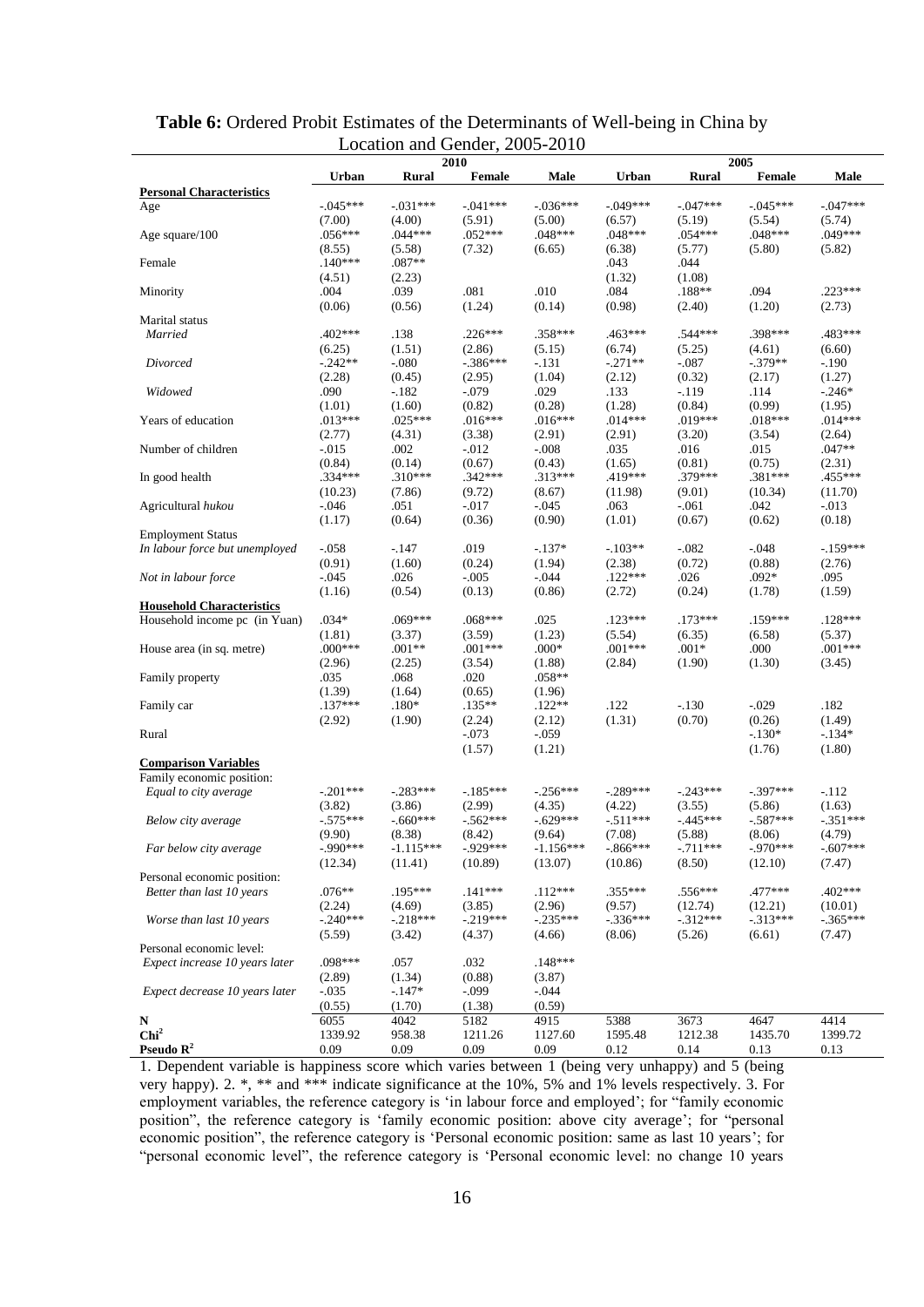**Table 6:** Ordered Probit Estimates of the Determinants of Well-being in China by Location and Gender, 2005-2010

| | 2010 | | | | 2005 | | | |
|---|---|---|---|---|---|---|---|---|
| | **Urban** | **Rural** | **Female** | **Male** | **Urban** | **Rural** | **Female** | **Male** |
| **Personal Characteristics** | | | | | | | | |
| Age | -.045*** | -.031*** | -.041*** | -.036*** | -.049*** | -.047*** | -.045*** | -.047*** |
| | (7.00) | (4.00) | (5.91) | (5.00) | (6.57) | (5.19) | (5.54) | (5.74) |
| Age square/100 | .056*** | .044*** | .052*** | .048*** | .048*** | .054*** | .048*** | .049*** |
| | (8.55) | (5.58) | (7.32) | (6.65) | (6.38) | (5.77) | (5.80) | (5.82) |
| Female | .140*** | .087** | | | .043 | .044 | | |
| | (4.51) | (2.23) | | | (1.32) | (1.08) | | |
| Minority | .004 | .039 | .081 | .010 | .084 | .188** | .094 | .223*** |
| | (0.06) | (0.56) | (1.24) | (0.14) | (0.98) | (2.40) | (1.20) | (2.73) |
| Marital status | | | | | | | | |
| *Married* | .402*** | .138 | .226*** | .358*** | .463*** | .544*** | .398*** | .483*** |
| | (6.25) | (1.51) | (2.86) | (5.15) | (6.74) | (5.25) | (4.61) | (6.60) |
| *Divorced* | -.242** | -.080 | -.386*** | -.131 | -.271** | -.087 | -.379** | -.190 |
| | (2.28) | (0.45) | (2.95) | (1.04) | (2.12) | (0.32) | (2.17) | (1.27) |
| *Widowed* | .090 | -.182 | -.079 | .029 | .133 | -.119 | .114 | -.246* |
| | (1.01) | (1.60) | (0.82) | (0.28) | (1.28) | (0.84) | (0.99) | (1.95) |
| Years of education | .013*** | .025*** | .016*** | .016*** | .014*** | .019*** | .018*** | .014*** |
| | (2.77) | (4.31) | (3.38) | (2.91) | (2.91) | (3.20) | (3.54) | (2.64) |
| Number of children | -.015 | .002 | -.012 | -.008 | .035 | .016 | .015 | .047** |
| | (0.84) | (0.14) | (0.67) | (0.43) | (1.65) | (0.81) | (0.75) | (2.31) |
| In good health | .334*** | .310*** | .342*** | .313*** | .419*** | .379*** | .381*** | .455*** |
| | (10.23) | (7.86) | (9.72) | (8.67) | (11.98) | (9.01) | (10.34) | (11.70) |
| Agricultural *hukou* | -.046 | .051 | -.017 | -.045 | .063 | -.061 | .042 | -.013 |
| | (1.17) | (0.64) | (0.36) | (0.90) | (1.01) | (0.67) | (0.62) | (0.18) |
| Employment Status | | | | | | | | |
| *In labour force but unemployed* | -.058 | -.147 | .019 | -.137* | -.103** | -.082 | -.048 | -.159*** |
| | (0.91) | (1.60) | (0.24) | (1.94) | (2.38) | (0.72) | (0.88) | (2.76) |
| *Not in labour force* | -.045 | .026 | -.005 | -.044 | .122*** | .026 | .092* | .095 |
| | (1.16) | (0.54) | (0.13) | (0.86) | (2.72) | (0.24) | (1.78) | (1.59) |
| **Household Characteristics** | | | | | | | | |
| Household income pc (in Yuan) | .034* | .069*** | .068*** | .025 | .123*** | .173*** | .159*** | .128*** |
| | (1.81) | (3.37) | (3.59) | (1.23) | (5.54) | (6.35) | (6.58) | (5.37) |
| House area (in sq. metre) | .000*** | .001** | .001*** | .000* | .001*** | .001* | .000 | .001*** |
| | (2.96) | (2.25) | (3.54) | (1.88) | (2.84) | (1.90) | (1.30) | (3.45) |
| Family property | .035 | .068 | .020 | .058** | | | | |
| | (1.39) | (1.64) | (0.65) | (1.96) | | | | |
| Family car | .137*** | .180* | .135** | .122** | .122 | -.130 | -.029 | .182 |
| | (2.92) | (1.90) | (2.24) | (2.12) | (1.31) | (0.70) | (0.26) | (1.49) |
| Rural | | | -.073 | -.059 | | | -.130* | -.134* |
| | | | (1.57) | (1.21) | | | (1.76) | (1.80) |
| **Comparison Variables** | | | | | | | | |
| Family economic position: | | | | | | | | |
| *Equal to city average* | -.201*** | -.283*** | -.185*** | -.256*** | -.289*** | -.243*** | -.397*** | -.112 |
| | (3.82) | (3.86) | (2.99) | (4.35) | (4.22) | (3.55) | (5.86) | (1.63) |
| *Below city average* | -.575*** | -.660*** | -.562*** | -.629*** | -.511*** | -.445*** | -.587*** | -.351*** |
| | (9.90) | (8.38) | (8.42) | (9.64) | (7.08) | (5.88) | (8.06) | (4.79) |
| *Far below city average* | -.990*** | -1.115*** | -.929*** | -1.156*** | -.866*** | -.711*** | -.970*** | -.607*** |
| | (12.34) | (11.41) | (10.89) | (13.07) | (10.86) | (8.50) | (12.10) | (7.47) |
| Personal economic position: | | | | | | | | |
| *Better than last 10 years* | .076** | .195*** | .141*** | .112*** | .355*** | .556*** | .477*** | .402*** |
| | (2.24) | (4.69) | (3.85) | (2.96) | (9.57) | (12.74) | (12.21) | (10.01) |
| *Worse than last 10 years* | -.240*** | -.218*** | -.219*** | -.235*** | -.336*** | -.312*** | -.313*** | -.365*** |
| | (5.59) | (3.42) | (4.37) | (4.66) | (8.06) | (5.26) | (6.61) | (7.47) |
| Personal economic level: | | | | | | | | |
| *Expect increase 10 years later* | .098*** | .057 | .032 | .148*** | | | | |
| | (2.89) | (1.34) | (0.88) | (3.87) | | | | |
| *Expect decrease 10 years later* | -.035 | -.147* | -.099 | -.044 | | | | |
| | (0.55) | (1.70) | (1.38) | (0.59) | | | | |
| **N** | 6055 | 4042 | 5182 | 4915 | 5388 | 3673 | 4647 | 4414 |
| **Chi$^2$** | 1339.92 | 958.38 | 1211.26 | 1127.60 | 1595.48 | 1212.38 | 1435.70 | 1399.72 |
| **Pseudo R$^2$** | 0.09 | 0.09 | 0.09 | 0.09 | 0.12 | 0.14 | 0.13 | 0.13 |

1. Dependent variable is happiness score which varies between 1 (being very unhappy) and 5 (being very happy). 2. *, ** and *** indicate significance at the 10%, 5% and 1% levels respectively. 3. For employment variables, the reference category is 'in labour force and employed'; for "family economic position", the reference category is 'family economic position: above city average'; for "personal economic position", the reference category is 'Personal economic position: same as last 10 years'; for "personal economic level", the reference category is 'Personal economic level: no change 10 years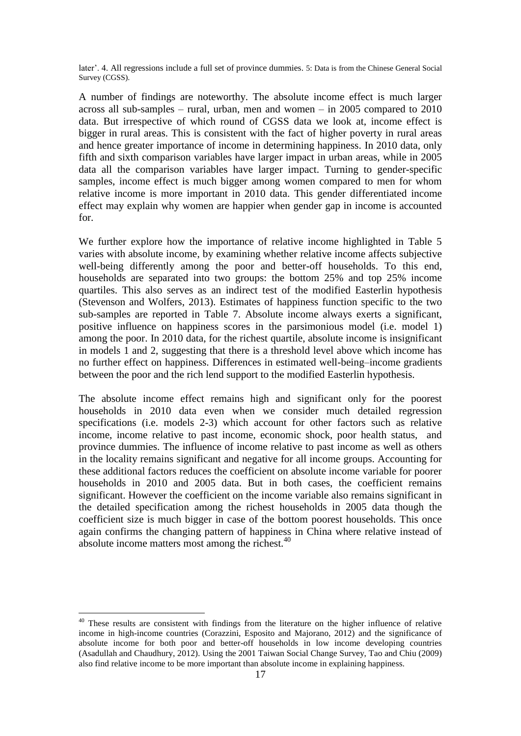later'. 4. All regressions include a full set of province dummies. 5: Data is from the Chinese General Social Survey (CGSS).

A number of findings are noteworthy. The absolute income effect is much larger across all sub-samples – rural, urban, men and women – in 2005 compared to 2010 data. But irrespective of which round of CGSS data we look at, income effect is bigger in rural areas. This is consistent with the fact of higher poverty in rural areas and hence greater importance of income in determining happiness. In 2010 data, only fifth and sixth comparison variables have larger impact in urban areas, while in 2005 data all the comparison variables have larger impact. Turning to gender-specific samples, income effect is much bigger among women compared to men for whom relative income is more important in 2010 data. This gender differentiated income effect may explain why women are happier when gender gap in income is accounted for.

We further explore how the importance of relative income highlighted in Table 5 varies with absolute income, by examining whether relative income affects subjective well-being differently among the poor and better-off households. To this end, households are separated into two groups: the bottom 25% and top 25% income quartiles. This also serves as an indirect test of the modified Easterlin hypothesis (Stevenson and Wolfers, 2013). Estimates of happiness function specific to the two sub-samples are reported in Table 7. Absolute income always exerts a significant, positive influence on happiness scores in the parsimonious model (i.e. model 1) among the poor. In 2010 data, for the richest quartile, absolute income is insignificant in models 1 and 2, suggesting that there is a threshold level above which income has no further effect on happiness. Differences in estimated well-being–income gradients between the poor and the rich lend support to the modified Easterlin hypothesis.

The absolute income effect remains high and significant only for the poorest households in 2010 data even when we consider much detailed regression specifications (i.e. models 2-3) which account for other factors such as relative income, income relative to past income, economic shock, poor health status, and province dummies. The influence of income relative to past income as well as others in the locality remains significant and negative for all income groups. Accounting for these additional factors reduces the coefficient on absolute income variable for poorer households in 2010 and 2005 data. But in both cases, the coefficient remains significant. However the coefficient on the income variable also remains significant in the detailed specification among the richest households in 2005 data though the coefficient size is much bigger in case of the bottom poorest households. This once again confirms the changing pattern of happiness in China where relative instead of absolute income matters most among the richest.[40]

[40] These results are consistent with findings from the literature on the higher influence of relative income in high-income countries (Corazzini, Esposito and Majorano, 2012) and the significance of absolute income for both poor and better-off households in low income developing countries (Asadullah and Chaudhury, 2012). Using the 2001 Taiwan Social Change Survey, Tao and Chiu (2009) also find relative income to be more important than absolute income in explaining happiness.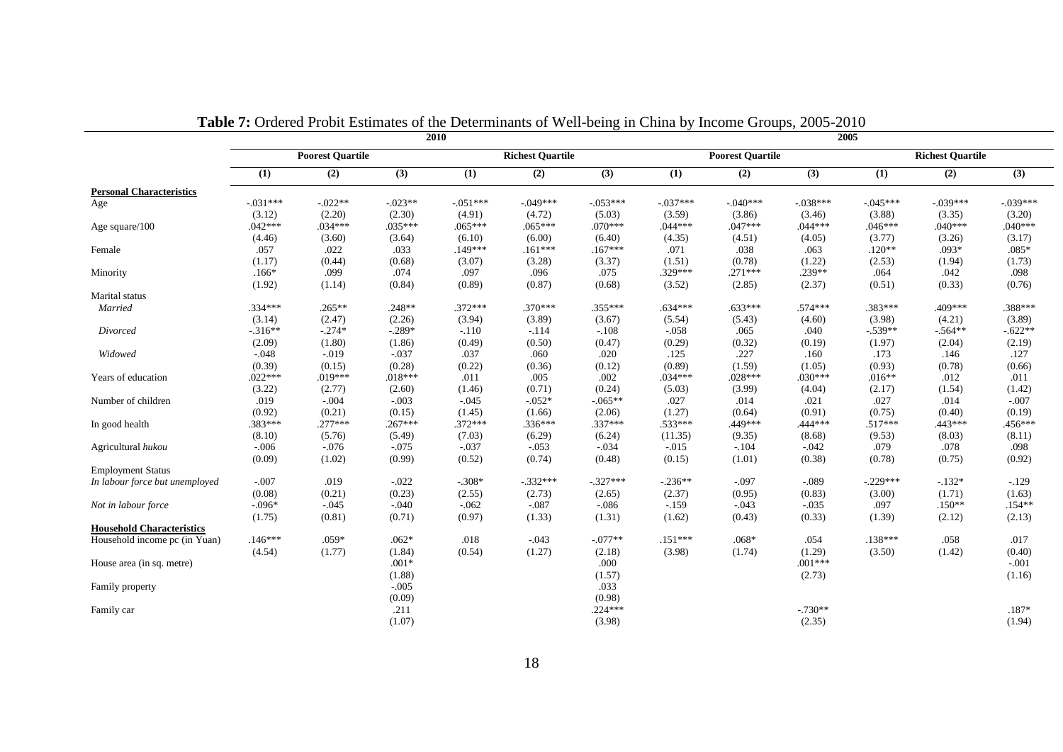**Table 7:** Ordered Probit Estimates of the Determinants of Well-being in China by Income Groups, 2005-2010

| | 2010 | | | | | | 2005 | | | | | |
|---|---|---|---|---|---|---|---|---|---|---|---|---|
| | Poorest Quartile | | | Richest Quartile | | | Poorest Quartile | | | Richest Quartile | | |
| | (1) | (2) | (3) | (1) | (2) | (3) | (1) | (2) | (3) | (1) | (2) | (3) |
| **Personal Characteristics** | | | | | | | | | | | | |
| Age | -.031*** | -.022** | -.023** | -.051*** | -.049*** | -.053*** | -.037*** | -.040*** | -.038*** | -.045*** | -.039*** | -.039*** |
| | (3.12) | (2.20) | (2.30) | (4.91) | (4.72) | (5.03) | (3.59) | (3.86) | (3.46) | (3.88) | (3.35) | (3.20) |
| Age square/100 | .042*** | .034*** | .035*** | .065*** | .065*** | .070*** | .044*** | .047*** | .044*** | .046*** | .040*** | .040*** |
| | (4.46) | (3.60) | (3.64) | (6.10) | (6.00) | (6.40) | (4.35) | (4.51) | (4.05) | (3.77) | (3.26) | (3.17) |
| Female | .057 | .022 | .033 | .149*** | .161*** | .167*** | .071 | .038 | .063 | .120** | .093* | .085* |
| | (1.17) | (0.44) | (0.68) | (3.07) | (3.28) | (3.37) | (1.51) | (0.78) | (1.22) | (2.53) | (1.94) | (1.73) |
| Minority | .166* | .099 | .074 | .097 | .096 | .075 | .329*** | .271*** | .239** | .064 | .042 | .098 |
| | (1.92) | (1.14) | (0.84) | (0.89) | (0.87) | (0.68) | (3.52) | (2.85) | (2.37) | (0.51) | (0.33) | (0.76) |
| Marital status | | | | | | | | | | | | |
| *Married* | .334*** | .265** | .248** | .372*** | .370*** | .355*** | .634*** | .633*** | .574*** | .383*** | .409*** | .388*** |
| | (3.14) | (2.47) | (2.26) | (3.94) | (3.89) | (3.67) | (5.54) | (5.43) | (4.60) | (3.98) | (4.21) | (3.89) |
| *Divorced* | -.316** | -.274* | -.289* | -.110 | -.114 | -.108 | -.058 | .065 | .040 | -.539** | -.564** | -.622** |
| | (2.09) | (1.80) | (1.86) | (0.49) | (0.50) | (0.47) | (0.29) | (0.32) | (0.19) | (1.97) | (2.04) | (2.19) |
| *Widowed* | -.048 | -.019 | -.037 | .037 | .060 | .020 | .125 | .227 | .160 | .173 | .146 | .127 |
| | (0.39) | (0.15) | (0.28) | (0.22) | (0.36) | (0.12) | (0.89) | (1.59) | (1.05) | (0.93) | (0.78) | (0.66) |
| Years of education | .022*** | .019*** | .018*** | .011 | .005 | .002 | .034*** | .028*** | .030*** | .016** | .012 | .011 |
| | (3.22) | (2.77) | (2.60) | (1.46) | (0.71) | (0.24) | (5.03) | (3.99) | (4.04) | (2.17) | (1.54) | (1.42) |
| Number of children | .019 | -.004 | -.003 | -.045 | -.052* | -.065** | .027 | .014 | .021 | .027 | .014 | -.007 |
| | (0.92) | (0.21) | (0.15) | (1.45) | (1.66) | (2.06) | (1.27) | (0.64) | (0.91) | (0.75) | (0.40) | (0.19) |
| In good health | .383*** | .277*** | .267*** | .372*** | .336*** | .337*** | .533*** | .449*** | .444*** | .517*** | .443*** | .456*** |
| | (8.10) | (5.76) | (5.49) | (7.03) | (6.29) | (6.24) | (11.35) | (9.35) | (8.68) | (9.53) | (8.03) | (8.11) |
| Agricultural *hukou* | -.006 | -.076 | -.075 | -.037 | -.053 | -.034 | -.015 | -.104 | -.042 | .079 | .078 | .098 |
| | (0.09) | (1.02) | (0.99) | (0.52) | (0.74) | (0.48) | (0.15) | (1.01) | (0.38) | (0.78) | (0.75) | (0.92) |
| Employment Status | | | | | | | | | | | | |
| *In labour force but unemployed* | -.007 | .019 | -.022 | -.308* | -.332*** | -.327*** | -.236** | -.097 | -.089 | -.229*** | -.132* | -.129 |
| | (0.08) | (0.21) | (0.23) | (2.55) | (2.73) | (2.65) | (2.37) | (0.95) | (0.83) | (3.00) | (1.71) | (1.63) |
| *Not in labour force* | -.096* | -.045 | -.040 | -.062 | -.087 | -.086 | -.159 | -.043 | -.035 | .097 | .150** | .154** |
| | (1.75) | (0.81) | (0.71) | (0.97) | (1.33) | (1.31) | (1.62) | (0.43) | (0.33) | (1.39) | (2.12) | (2.13) |
| **Household Characteristics** | | | | | | | | | | | | |
| Household income pc (in Yuan) | .146*** | .059* | .062* | .018 | -.043 | -.077** | .151*** | .068* | .054 | .138*** | .058 | .017 |
| | (4.54) | (1.77) | (1.84) | (0.54) | (1.27) | (2.18) | (3.98) | (1.74) | (1.29) | (3.50) | (1.42) | (0.40) |
| House area (in sq. metre) | | | .001* | | | .000 | | | .001*** | | | -.001 |
| | | | (1.88) | | | (1.57) | | | (2.73) | | | (1.16) |
| Family property | | | -.005 | | | .033 | | | | | | |
| | | | (0.09) | | | (0.98) | | | | | | |
| Family car | | | .211 | | | .224*** | | | -.730** | | | .187* |
| | | | (1.07) | | | (3.98) | | | (2.35) | | | (1.94) |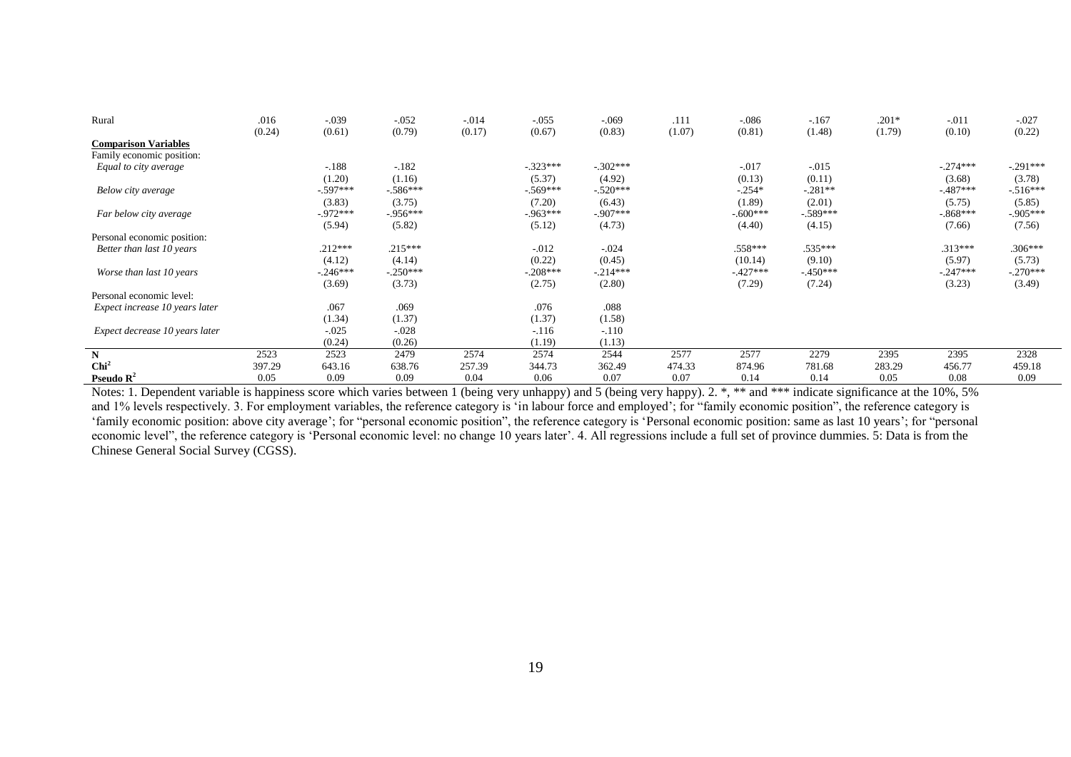| | | | | | | | | | | | | |
|---|---|---|---|---|---|---|---|---|---|---|---|---|
| Rural | .016 | -.039 | -.052 | -.014 | -.055 | -.069 | .111 | -.086 | -.167 | .201* | -.011 | -.027 |
| | (0.24) | (0.61) | (0.79) | (0.17) | (0.67) | (0.83) | (1.07) | (0.81) | (1.48) | (1.79) | (0.10) | (0.22) |
| **Comparison Variables** | | | | | | | | | | | | |
| Family economic position: | | | | | | | | | | | | |
| *Equal to city average* | | -.188 | -.182 | | -.323*** | -.302*** | | -.017 | -.015 | | -.274*** | -.291*** |
| | | (1.20) | (1.16) | | (5.37) | (4.92) | | (0.13) | (0.11) | | (3.68) | (3.78) |
| *Below city average* | | -.597*** | -.586*** | | -.569*** | -.520*** | | -.254* | -.281** | | -.487*** | -.516*** |
| | | (3.83) | (3.75) | | (7.20) | (6.43) | | (1.89) | (2.01) | | (5.75) | (5.85) |
| *Far below city average* | | -.972*** | -.956*** | | -.963*** | -.907*** | | -.600*** | -.589*** | | -.868*** | -.905*** |
| | | (5.94) | (5.82) | | (5.12) | (4.73) | | (4.40) | (4.15) | | (7.66) | (7.56) |
| Personal economic position: | | | | | | | | | | | | |
| *Better than last 10 years* | | .212*** | .215*** | | -.012 | -.024 | | .558*** | .535*** | | .313*** | .306*** |
| | | (4.12) | (4.14) | | (0.22) | (0.45) | | (10.14) | (9.10) | | (5.97) | (5.73) |
| *Worse than last 10 years* | | -.246*** | -.250*** | | -.208*** | -.214*** | | -.427*** | -.450*** | | -.247*** | -.270*** |
| | | (3.69) | (3.73) | | (2.75) | (2.80) | | (7.29) | (7.24) | | (3.23) | (3.49) |
| Personal economic level: | | | | | | | | | | | | |
| *Expect increase 10 years later* | | .067 | .069 | | .076 | .088 | | | | | | |
| | | (1.34) | (1.37) | | (1.37) | (1.58) | | | | | | |
| *Expect decrease 10 years later* | | -.025 | -.028 | | -.116 | -.110 | | | | | | |
| | | (0.24) | (0.26) | | (1.19) | (1.13) | | | | | | |
| **N** | 2523 | 2523 | 2479 | 2574 | 2574 | 2544 | 2577 | 2577 | 2279 | 2395 | 2395 | 2328 |
| **Chi$^2$** | 397.29 | 643.16 | 638.76 | 257.39 | 344.73 | 362.49 | 474.33 | 874.96 | 781.68 | 283.29 | 456.77 | 459.18 |
| **Pseudo R$^2$** | 0.05 | 0.09 | 0.09 | 0.04 | 0.06 | 0.07 | 0.07 | 0.14 | 0.14 | 0.05 | 0.08 | 0.09 |

Notes: 1. Dependent variable is happiness score which varies between 1 (being very unhappy) and 5 (being very happy). 2. *, ** and *** indicate significance at the 10%, 5% and 1% levels respectively. 3. For employment variables, the reference category is 'in labour force and employed'; for "family economic position", the reference category is 'family economic position: above city average'; for "personal economic position", the reference category is 'Personal economic position: same as last 10 years'; for "personal economic level", the reference category is 'Personal economic level: no change 10 years later'. 4. All regressions include a full set of province dummies. 5: Data is from the Chinese General Social Survey (CGSS).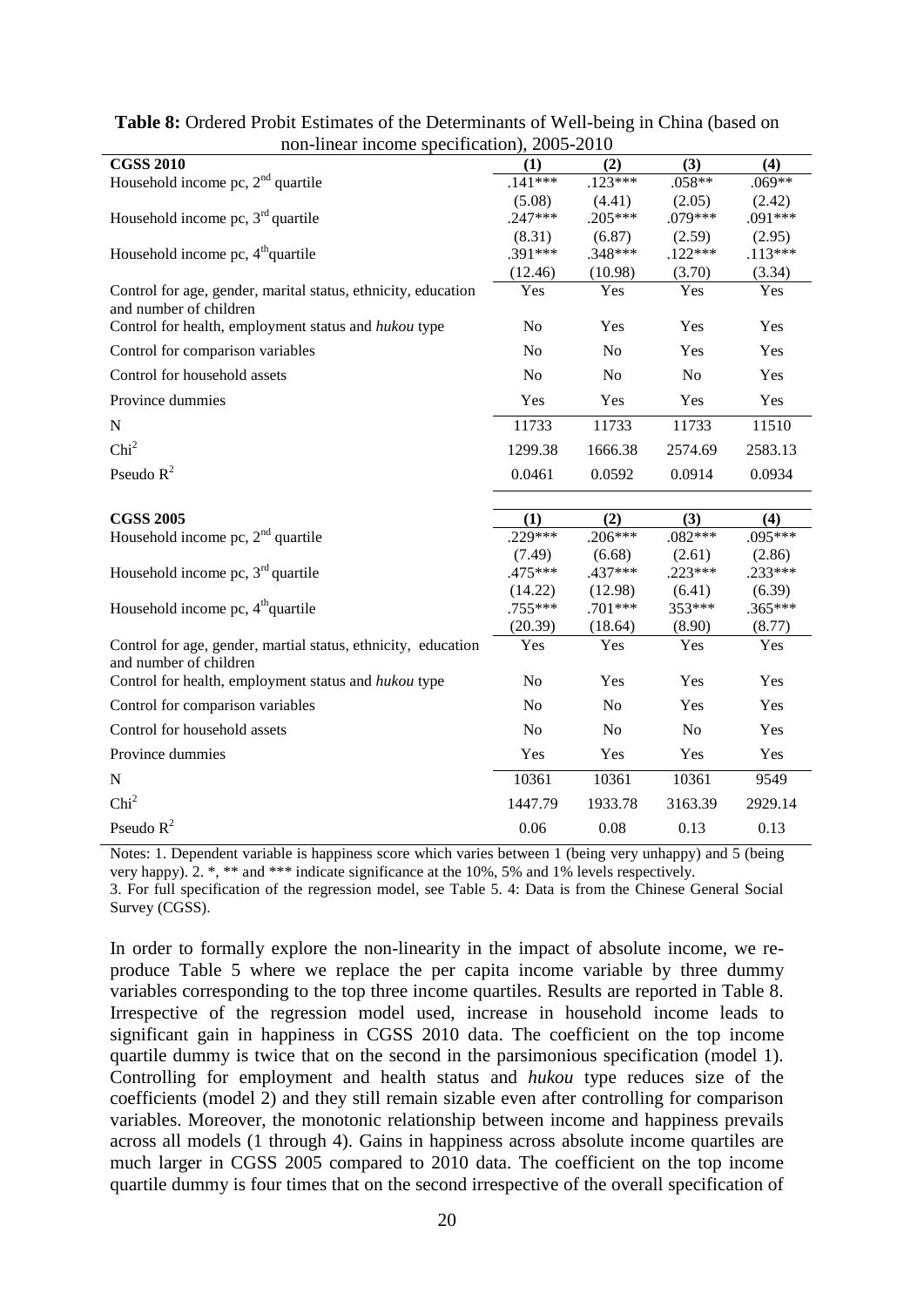**Table 8:** Ordered Probit Estimates of the Determinants of Well-being in China (based on non-linear income specification), 2005-2010

| **CGSS 2010** | **(1)** | **(2)** | **(3)** | **(4)** |
|---|---|---|---|---|
| Household income pc, 2nd quartile | .141*** | .123*** | .058** | .069** |
| | (5.08) | (4.41) | (2.05) | (2.42) |
| Household income pc, 3rd quartile | .247*** | .205*** | .079*** | .091*** |
| | (8.31) | (6.87) | (2.59) | (2.95) |
| Household income pc, 4th quartile | .391*** | .348*** | .122*** | .113*** |
| | (12.46) | (10.98) | (3.70) | (3.34) |
| Control for age, gender, marital status, ethnicity, education and number of children | Yes | Yes | Yes | Yes |
| Control for health, employment status and *hukou* type | No | Yes | Yes | Yes |
| Control for comparison variables | No | No | Yes | Yes |
| Control for household assets | No | No | No | Yes |
| Province dummies | Yes | Yes | Yes | Yes |
| N | 11733 | 11733 | 11733 | 11510 |
| $Chi^2$ | 1299.38 | 1666.38 | 2574.69 | 2583.13 |
| Pseudo $R^2$ | 0.0461 | 0.0592 | 0.0914 | 0.0934 |
| | | | | |
| **CGSS 2005** | **(1)** | **(2)** | **(3)** | **(4)** |
| Household income pc, 2nd quartile | .229*** | .206*** | .082*** | .095*** |
| | (7.49) | (6.68) | (2.61) | (2.86) |
| Household income pc, 3rd quartile | .475*** | .437*** | .223*** | .233*** |
| | (14.22) | (12.98) | (6.41) | (6.39) |
| Household income pc, 4th quartile | .755*** | .701*** | 353*** | .365*** |
| | (20.39) | (18.64) | (8.90) | (8.77) |
| Control for age, gender, martial status, ethnicity, education and number of children | Yes | Yes | Yes | Yes |
| Control for health, employment status and *hukou* type | No | Yes | Yes | Yes |
| Control for comparison variables | No | No | Yes | Yes |
| Control for household assets | No | No | No | Yes |
| Province dummies | Yes | Yes | Yes | Yes |
| N | 10361 | 10361 | 10361 | 9549 |
| $Chi^2$ | 1447.79 | 1933.78 | 3163.39 | 2929.14 |
| Pseudo $R^2$ | 0.06 | 0.08 | 0.13 | 0.13 |

Notes: 1. Dependent variable is happiness score which varies between 1 (being very unhappy) and 5 (being very happy). 2. *, ** and *** indicate significance at the 10%, 5% and 1% levels respectively.
3. For full specification of the regression model, see Table 5. 4: Data is from the Chinese General Social Survey (CGSS).

In order to formally explore the non-linearity in the impact of absolute income, we reproduce Table 5 where we replace the per capita income variable by three dummy variables corresponding to the top three income quartiles. Results are reported in Table 8. Irrespective of the regression model used, increase in household income leads to significant gain in happiness in CGSS 2010 data. The coefficient on the top income quartile dummy is twice that on the second in the parsimonious specification (model 1). Controlling for employment and health status and *hukou* type reduces size of the coefficients (model 2) and they still remain sizable even after controlling for comparison variables. Moreover, the monotonic relationship between income and happiness prevails across all models (1 through 4). Gains in happiness across absolute income quartiles are much larger in CGSS 2005 compared to 2010 data. The coefficient on the top income quartile dummy is four times that on the second irrespective of the overall specification of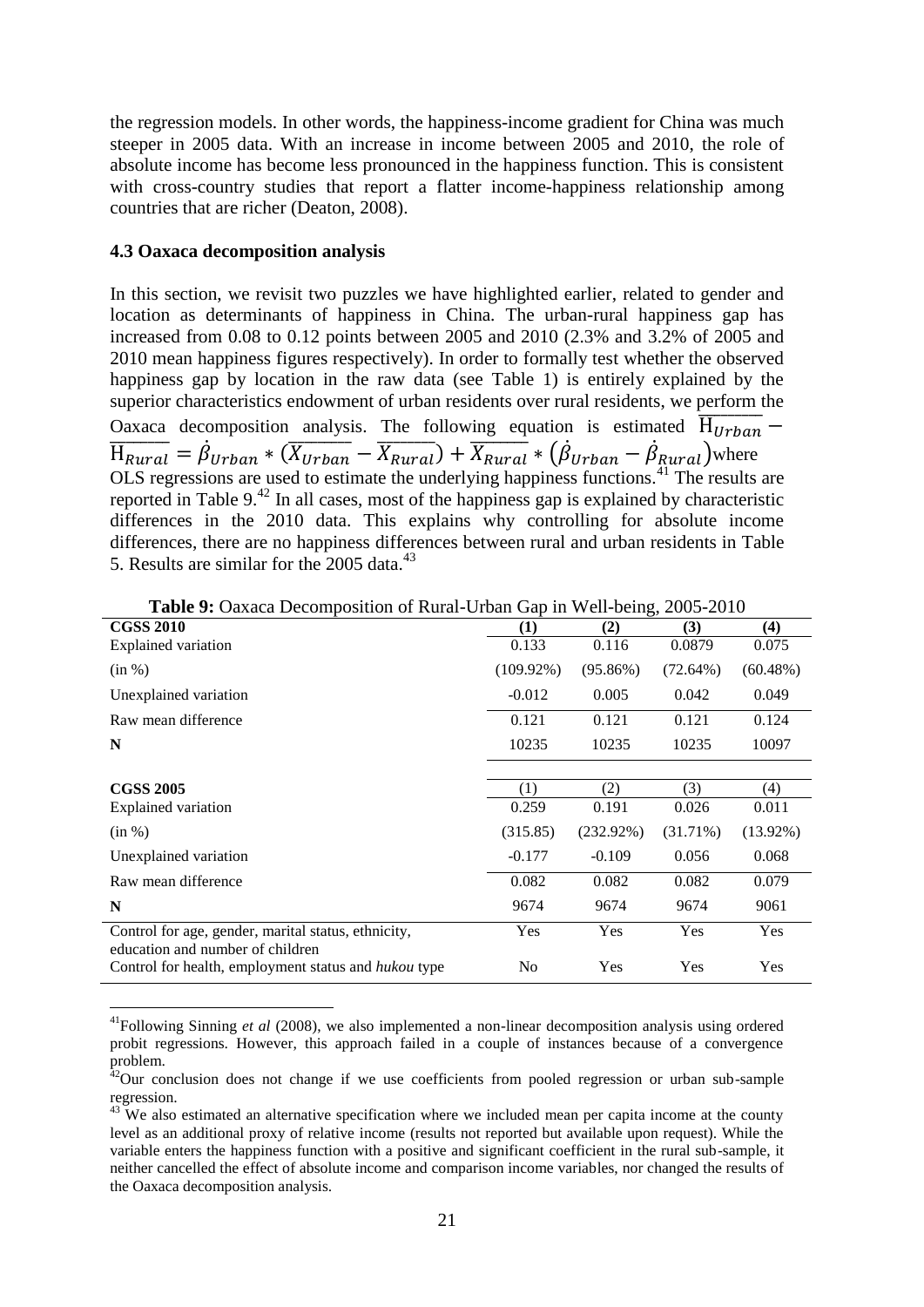the regression models. In other words, the happiness-income gradient for China was much steeper in 2005 data. With an increase in income between 2005 and 2010, the role of absolute income has become less pronounced in the happiness function. This is consistent with cross-country studies that report a flatter income-happiness relationship among countries that are richer (Deaton, 2008).

### 4.3 Oaxaca decomposition analysis

In this section, we revisit two puzzles we have highlighted earlier, related to gender and location as determinants of happiness in China. The urban-rural happiness gap has increased from 0.08 to 0.12 points between 2005 and 2010 (2.3% and 3.2% of 2005 and 2010 mean happiness figures respectively). In order to formally test whether the observed happiness gap by location in the raw data (see Table 1) is entirely explained by the superior characteristics endowment of urban residents over rural residents, we perform the Oaxaca decomposition analysis. The following equation is estimated $\overline{H_{Urban}} - \overline{H_{Rural}} = \dot{\beta}_{Urban} * (\overline{X_{Urban}} - \overline{X_{Rural}}) + \overline{X_{Rural}} * (\dot{\beta}_{Urban} - \dot{\beta}_{Rural})$ where OLS regressions are used to estimate the underlying happiness functions.[41] The results are reported in Table 9.[42] In all cases, most of the happiness gap is explained by characteristic differences in the 2010 data. This explains why controlling for absolute income differences, there are no happiness differences between rural and urban residents in Table 5. Results are similar for the 2005 data.[43]

**Table 9:** Oaxaca Decomposition of Rural-Urban Gap in Well-being, 2005-2010

| **CGSS 2010** | **(1)** | **(2)** | **(3)** | **(4)** |
|---|---|---|---|---|
| Explained variation | 0.133 | 0.116 | 0.0879 | 0.075 |
| (in %) | (109.92%) | (95.86%) | (72.64%) | (60.48%) |
| Unexplained variation | -0.012 | 0.005 | 0.042 | 0.049 |
| Raw mean difference | 0.121 | 0.121 | 0.121 | 0.124 |
| **N** | 10235 | 10235 | 10235 | 10097 |
| | | | | |
| **CGSS 2005** | (1) | (2) | (3) | (4) |
| Explained variation | 0.259 | 0.191 | 0.026 | 0.011 |
| (in %) | (315.85) | (232.92%) | (31.71%) | (13.92%) |
| Unexplained variation | -0.177 | -0.109 | 0.056 | 0.068 |
| Raw mean difference | 0.082 | 0.082 | 0.082 | 0.079 |
| **N** | 9674 | 9674 | 9674 | 9061 |
| Control for age, gender, marital status, ethnicity, education and number of children | Yes | Yes | Yes | Yes |
| Control for health, employment status and *hukou* type | No | Yes | Yes | Yes |

[41] Following Sinning *et al* (2008), we also implemented a non-linear decomposition analysis using ordered probit regressions. However, this approach failed in a couple of instances because of a convergence problem.

[42] Our conclusion does not change if we use coefficients from pooled regression or urban sub-sample regression.

[43] We also estimated an alternative specification where we included mean per capita income at the county level as an additional proxy of relative income (results not reported but available upon request). While the variable enters the happiness function with a positive and significant coefficient in the rural sub-sample, it neither cancelled the effect of absolute income and comparison income variables, nor changed the results of the Oaxaca decomposition analysis.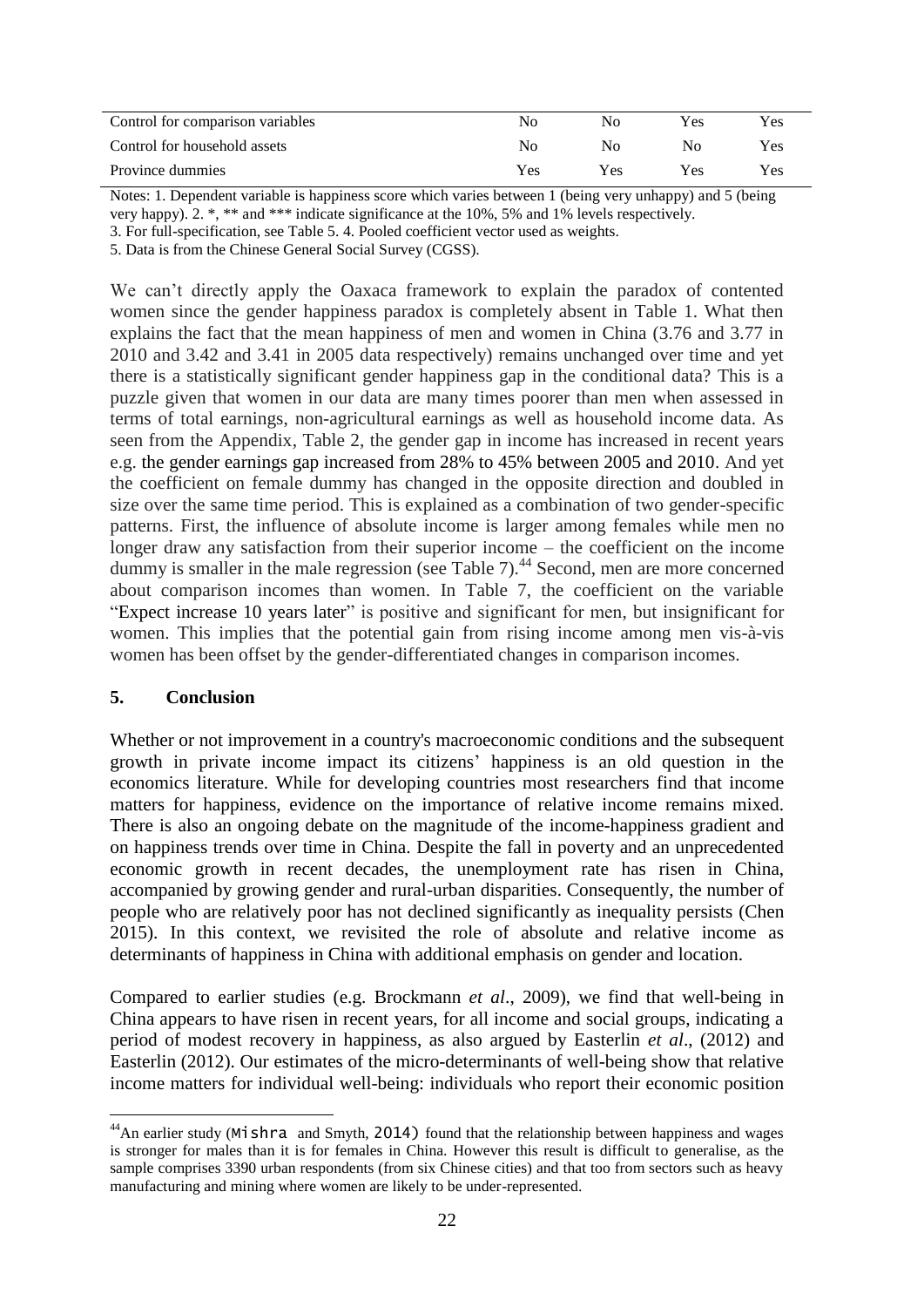| Control for comparison variables | No | No | Yes | Yes |
|---|---|---|---|---|
| Control for household assets | No | No | No | Yes |
| Province dummies | Yes | Yes | Yes | Yes |

Notes: 1. Dependent variable is happiness score which varies between 1 (being very unhappy) and 5 (being very happy). 2. *, ** and *** indicate significance at the 10%, 5% and 1% levels respectively.
3. For full-specification, see Table 5. 4. Pooled coefficient vector used as weights.
5. Data is from the Chinese General Social Survey (CGSS).

We can't directly apply the Oaxaca framework to explain the paradox of contented women since the gender happiness paradox is completely absent in Table 1. What then explains the fact that the mean happiness of men and women in China (3.76 and 3.77 in 2010 and 3.42 and 3.41 in 2005 data respectively) remains unchanged over time and yet there is a statistically significant gender happiness gap in the conditional data? This is a puzzle given that women in our data are many times poorer than men when assessed in terms of total earnings, non-agricultural earnings as well as household income data. As seen from the Appendix, Table 2, the gender gap in income has increased in recent years e.g. the gender earnings gap increased from 28% to 45% between 2005 and 2010. And yet the coefficient on female dummy has changed in the opposite direction and doubled in size over the same time period. This is explained as a combination of two gender-specific patterns. First, the influence of absolute income is larger among females while men no longer draw any satisfaction from their superior income – the coefficient on the income dummy is smaller in the male regression (see Table 7).[44] Second, men are more concerned about comparison incomes than women. In Table 7, the coefficient on the variable "Expect increase 10 years later" is positive and significant for men, but insignificant for women. This implies that the potential gain from rising income among men vis-à-vis women has been offset by the gender-differentiated changes in comparison incomes.

## 5. Conclusion

Whether or not improvement in a country's macroeconomic conditions and the subsequent growth in private income impact its citizens' happiness is an old question in the economics literature. While for developing countries most researchers find that income matters for happiness, evidence on the importance of relative income remains mixed. There is also an ongoing debate on the magnitude of the income-happiness gradient and on happiness trends over time in China. Despite the fall in poverty and an unprecedented economic growth in recent decades, the unemployment rate has risen in China, accompanied by growing gender and rural-urban disparities. Consequently, the number of people who are relatively poor has not declined significantly as inequality persists (Chen 2015). In this context, we revisited the role of absolute and relative income as determinants of happiness in China with additional emphasis on gender and location.

Compared to earlier studies (e.g. Brockmann *et al*., 2009), we find that well-being in China appears to have risen in recent years, for all income and social groups, indicating a period of modest recovery in happiness, as also argued by Easterlin *et al*., (2012) and Easterlin (2012). Our estimates of the micro-determinants of well-being show that relative income matters for individual well-being: individuals who report their economic position

[44] An earlier study (Mishra and Smyth, 2014) found that the relationship between happiness and wages is stronger for males than it is for females in China. However this result is difficult to generalise, as the sample comprises 3390 urban respondents (from six Chinese cities) and that too from sectors such as heavy manufacturing and mining where women are likely to be under-represented.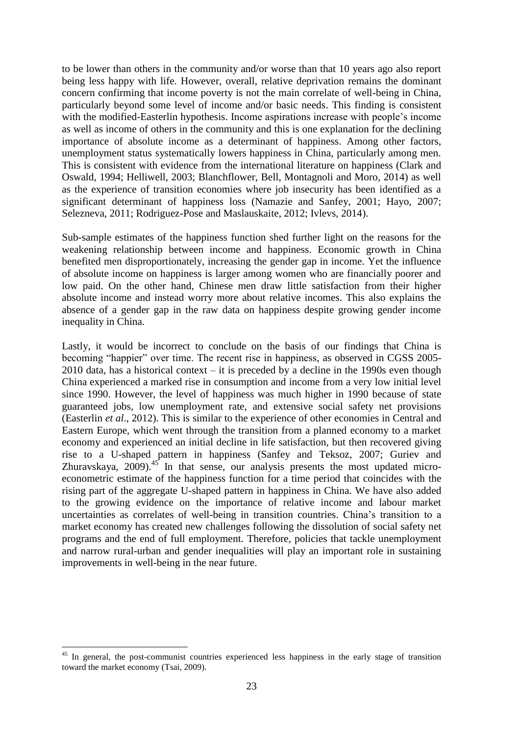to be lower than others in the community and/or worse than that 10 years ago also report being less happy with life. However, overall, relative deprivation remains the dominant concern confirming that income poverty is not the main correlate of well-being in China, particularly beyond some level of income and/or basic needs. This finding is consistent with the modified-Easterlin hypothesis. Income aspirations increase with people's income as well as income of others in the community and this is one explanation for the declining importance of absolute income as a determinant of happiness. Among other factors, unemployment status systematically lowers happiness in China, particularly among men. This is consistent with evidence from the international literature on happiness (Clark and Oswald, 1994; Helliwell, 2003; Blanchflower, Bell, Montagnoli and Moro, 2014) as well as the experience of transition economies where job insecurity has been identified as a significant determinant of happiness loss (Namazie and Sanfey, 2001; Hayo, 2007; Selezneva, 2011; Rodriguez-Pose and Maslauskaite, 2012; Ivlevs, 2014).

Sub-sample estimates of the happiness function shed further light on the reasons for the weakening relationship between income and happiness. Economic growth in China benefited men disproportionately, increasing the gender gap in income. Yet the influence of absolute income on happiness is larger among women who are financially poorer and low paid. On the other hand, Chinese men draw little satisfaction from their higher absolute income and instead worry more about relative incomes. This also explains the absence of a gender gap in the raw data on happiness despite growing gender income inequality in China.

Lastly, it would be incorrect to conclude on the basis of our findings that China is becoming "happier" over time. The recent rise in happiness, as observed in CGSS 2005-2010 data, has a historical context – it is preceded by a decline in the 1990s even though China experienced a marked rise in consumption and income from a very low initial level since 1990. However, the level of happiness was much higher in 1990 because of state guaranteed jobs, low unemployment rate, and extensive social safety net provisions (Easterlin *et al*., 2012). This is similar to the experience of other economies in Central and Eastern Europe, which went through the transition from a planned economy to a market economy and experienced an initial decline in life satisfaction, but then recovered giving rise to a U-shaped pattern in happiness (Sanfey and Teksoz, 2007; Guriev and Zhuravskaya, 2009).[45] In that sense, our analysis presents the most updated micro-econometric estimate of the happiness function for a time period that coincides with the rising part of the aggregate U-shaped pattern in happiness in China. We have also added to the growing evidence on the importance of relative income and labour market uncertainties as correlates of well-being in transition countries. China's transition to a market economy has created new challenges following the dissolution of social safety net programs and the end of full employment. Therefore, policies that tackle unemployment and narrow rural-urban and gender inequalities will play an important role in sustaining improvements in well-being in the near future.

[45] In general, the post-communist countries experienced less happiness in the early stage of transition toward the market economy (Tsai, 2009).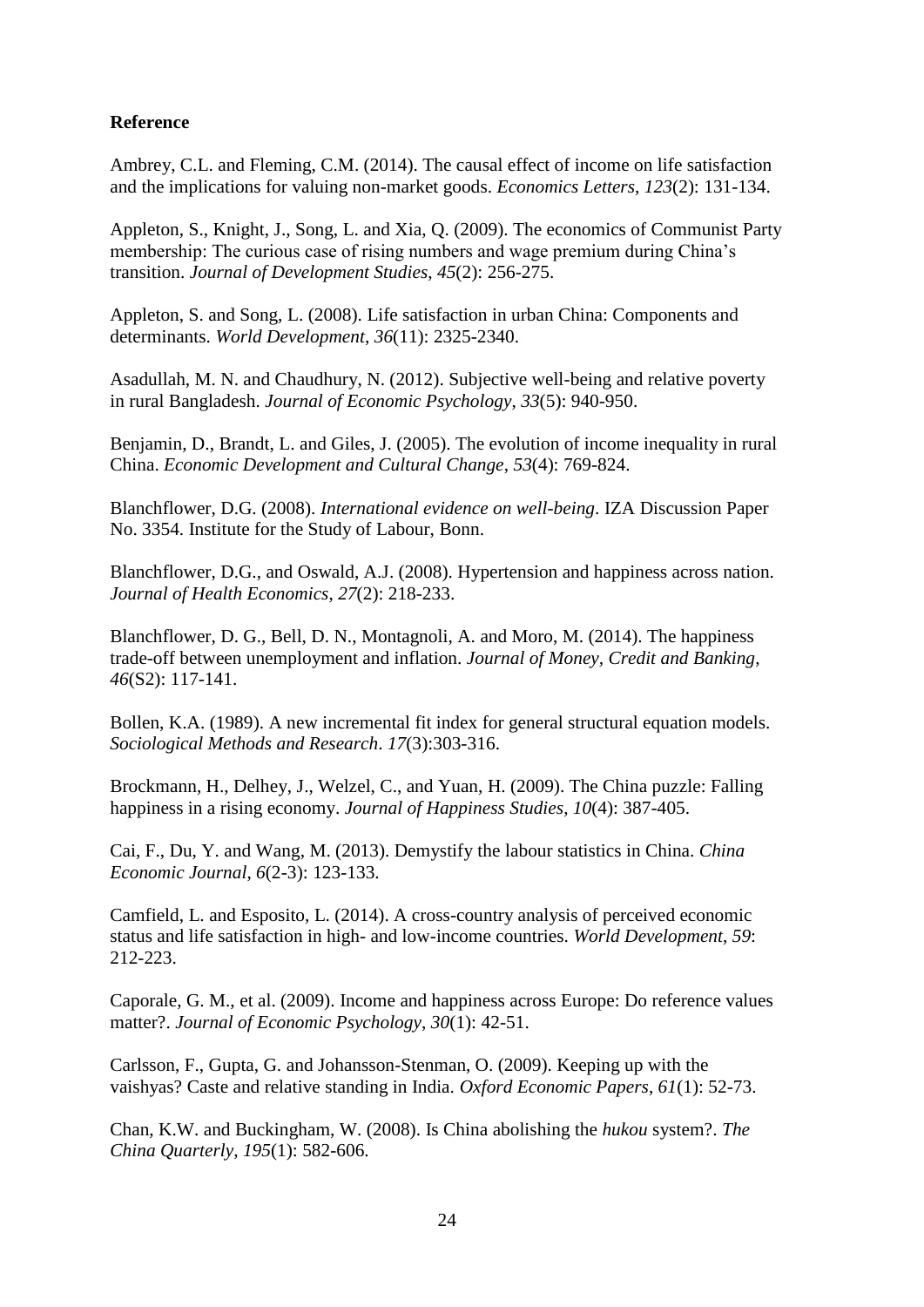**Reference**

Ambrey, C.L. and Fleming, C.M. (2014). The causal effect of income on life satisfaction and the implications for valuing non-market goods. *Economics Letters*, *123*(2): 131-134.

Appleton, S., Knight, J., Song, L. and Xia, Q. (2009). The economics of Communist Party membership: The curious case of rising numbers and wage premium during China's transition. *Journal of Development Studies*, *45*(2): 256-275.

Appleton, S. and Song, L. (2008). Life satisfaction in urban China: Components and determinants. *World Development*, *36*(11): 2325-2340.

Asadullah, M. N. and Chaudhury, N. (2012). Subjective well-being and relative poverty in rural Bangladesh. *Journal of Economic Psychology*, *33*(5): 940-950.

Benjamin, D., Brandt, L. and Giles, J. (2005). The evolution of income inequality in rural China. *Economic Development and Cultural Change*, *53*(4): 769-824.

Blanchflower, D.G. (2008). *International evidence on well-being*. IZA Discussion Paper No. 3354. Institute for the Study of Labour, Bonn.

Blanchflower, D.G., and Oswald, A.J. (2008). Hypertension and happiness across nation. *Journal of Health Economics*, *27*(2): 218-233.

Blanchflower, D. G., Bell, D. N., Montagnoli, A. and Moro, M. (2014). The happiness trade-off between unemployment and inflation. *Journal of Money, Credit and Banking*, *46*(S2): 117-141.

Bollen, K.A. (1989). A new incremental fit index for general structural equation models. *Sociological Methods and Research*. *17*(3):303-316.

Brockmann, H., Delhey, J., Welzel, C., and Yuan, H. (2009). The China puzzle: Falling happiness in a rising economy. *Journal of Happiness Studies*, *10*(4): 387-405.

Cai, F., Du, Y. and Wang, M. (2013). Demystify the labour statistics in China. *China Economic Journal*, *6*(2-3): 123-133.

Camfield, L. and Esposito, L. (2014). A cross-country analysis of perceived economic status and life satisfaction in high- and low-income countries. *World Development*, *59*: 212-223.

Caporale, G. M., et al. (2009). Income and happiness across Europe: Do reference values matter?. *Journal of Economic Psychology*, *30*(1): 42-51.

Carlsson, F., Gupta, G. and Johansson-Stenman, O. (2009). Keeping up with the vaishyas? Caste and relative standing in India. *Oxford Economic Papers*, *61*(1): 52-73.

Chan, K.W. and Buckingham, W. (2008). Is China abolishing the *hukou* system?. *The China Quarterly*, *195*(1): 582-606.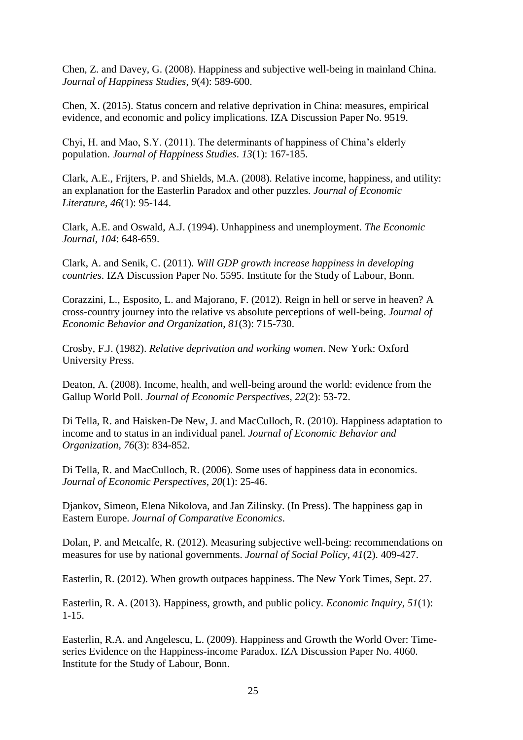Chen, Z. and Davey, G. (2008). Happiness and subjective well-being in mainland China. *Journal of Happiness Studies*, *9*(4): 589-600.

Chen, X. (2015). Status concern and relative deprivation in China: measures, empirical evidence, and economic and policy implications. IZA Discussion Paper No. 9519.

Chyi, H. and Mao, S.Y. (2011). The determinants of happiness of China's elderly population. *Journal of Happiness Studies*. *13*(1): 167-185.

Clark, A.E., Frijters, P. and Shields, M.A. (2008). Relative income, happiness, and utility: an explanation for the Easterlin Paradox and other puzzles. *Journal of Economic Literature*, *46*(1): 95-144.

Clark, A.E. and Oswald, A.J. (1994). Unhappiness and unemployment. *The Economic Journal*, *104*: 648-659.

Clark, A. and Senik, C. (2011). *Will GDP growth increase happiness in developing countries*. IZA Discussion Paper No. 5595. Institute for the Study of Labour, Bonn.

Corazzini, L., Esposito, L. and Majorano, F. (2012). Reign in hell or serve in heaven? A cross-country journey into the relative vs absolute perceptions of well-being. *Journal of Economic Behavior and Organization*, *81*(3): 715-730.

Crosby, F.J. (1982). *Relative deprivation and working women*. New York: Oxford University Press.

Deaton, A. (2008). Income, health, and well-being around the world: evidence from the Gallup World Poll. *Journal of Economic Perspectives*, *22*(2): 53-72.

Di Tella, R. and Haisken-De New, J. and MacCulloch, R. (2010). Happiness adaptation to income and to status in an individual panel. *Journal of Economic Behavior and Organization*, *76*(3): 834-852.

Di Tella, R. and MacCulloch, R. (2006). Some uses of happiness data in economics. *Journal of Economic Perspectives*, *20*(1): 25-46.

Djankov, Simeon, Elena Nikolova, and Jan Zilinsky. (In Press). The happiness gap in Eastern Europe. *Journal of Comparative Economics*.

Dolan, P. and Metcalfe, R. (2012). Measuring subjective well-being: recommendations on measures for use by national governments. *Journal of Social Policy*, *41*(2). 409-427.

Easterlin, R. (2012). When growth outpaces happiness. The New York Times, Sept. 27.

Easterlin, R. A. (2013). Happiness, growth, and public policy. *Economic Inquiry*, *51*(1): 1-15.

Easterlin, R.A. and Angelescu, L. (2009). Happiness and Growth the World Over: Time-series Evidence on the Happiness-income Paradox. IZA Discussion Paper No. 4060. Institute for the Study of Labour, Bonn.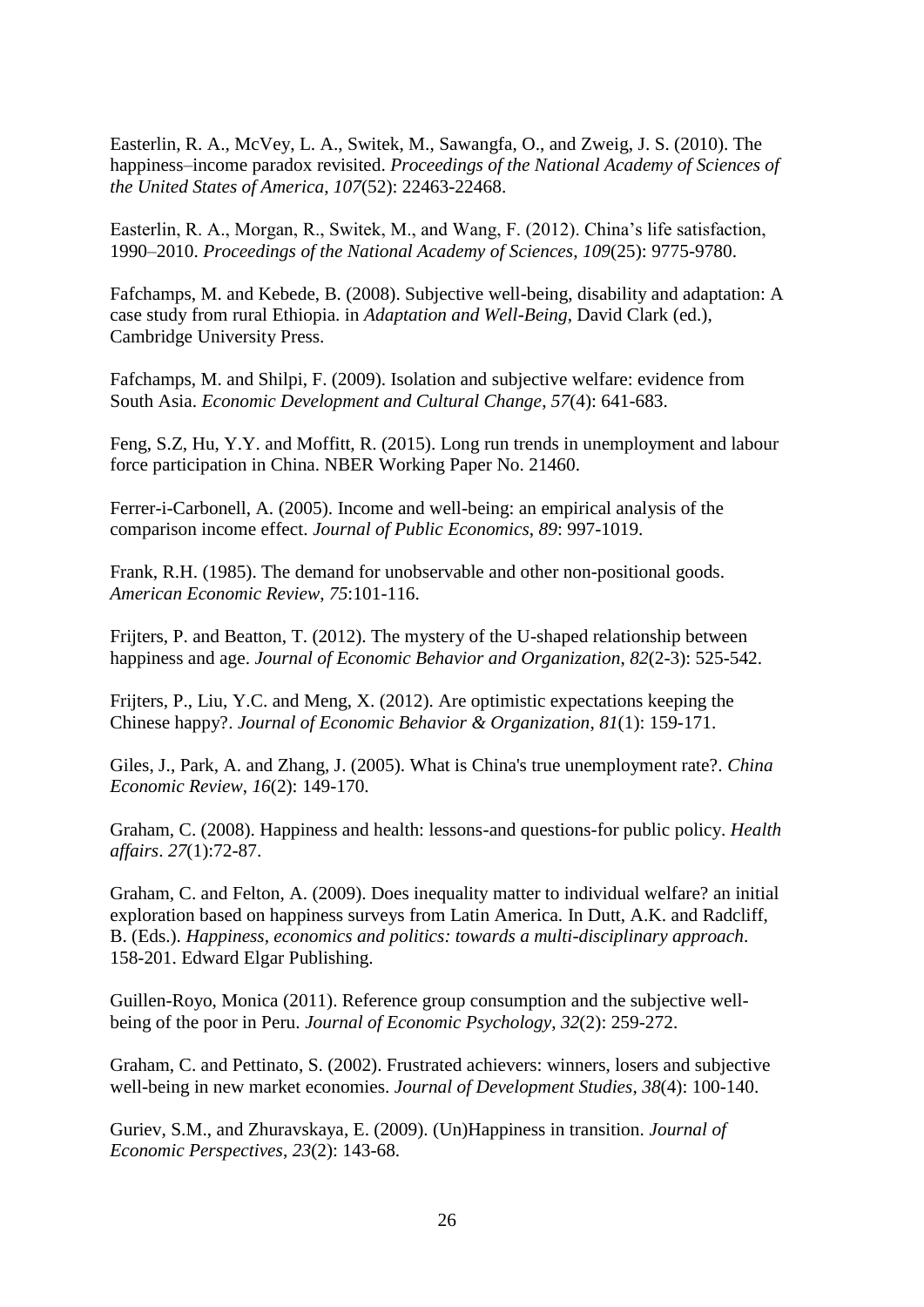Easterlin, R. A., McVey, L. A., Switek, M., Sawangfa, O., and Zweig, J. S. (2010). The happiness–income paradox revisited. *Proceedings of the National Academy of Sciences of the United States of America*, *107*(52): 22463-22468.

Easterlin, R. A., Morgan, R., Switek, M., and Wang, F. (2012). China's life satisfaction, 1990–2010. *Proceedings of the National Academy of Sciences*, *109*(25): 9775-9780.

Fafchamps, M. and Kebede, B. (2008). Subjective well-being, disability and adaptation: A case study from rural Ethiopia. in *Adaptation and Well-Being*, David Clark (ed.), Cambridge University Press.

Fafchamps, M. and Shilpi, F. (2009). Isolation and subjective welfare: evidence from South Asia. *Economic Development and Cultural Change*, *57*(4): 641-683.

Feng, S.Z, Hu, Y.Y. and Moffitt, R. (2015). Long run trends in unemployment and labour force participation in China. NBER Working Paper No. 21460.

Ferrer-i-Carbonell, A. (2005). Income and well-being: an empirical analysis of the comparison income effect. *Journal of Public Economics*, *89*: 997-1019.

Frank, R.H. (1985). The demand for unobservable and other non-positional goods. *American Economic Review*, *75*:101-116.

Frijters, P. and Beatton, T. (2012). The mystery of the U-shaped relationship between happiness and age. *Journal of Economic Behavior and Organization*, *82*(2-3): 525-542.

Frijters, P., Liu, Y.C. and Meng, X. (2012). Are optimistic expectations keeping the Chinese happy?. *Journal of Economic Behavior & Organization*, *81*(1): 159-171.

Giles, J., Park, A. and Zhang, J. (2005). What is China's true unemployment rate?. *China Economic Review*, *16*(2): 149-170.

Graham, C. (2008). Happiness and health: lessons-and questions-for public policy. *Health affairs*. *27*(1):72-87.

Graham, C. and Felton, A. (2009). Does inequality matter to individual welfare? an initial exploration based on happiness surveys from Latin America. In Dutt, A.K. and Radcliff, B. (Eds.). *Happiness, economics and politics: towards a multi-disciplinary approach*. 158-201. Edward Elgar Publishing.

Guillen-Royo, Monica (2011). Reference group consumption and the subjective well-being of the poor in Peru. *Journal of Economic Psychology*, *32*(2): 259-272.

Graham, C. and Pettinato, S. (2002). Frustrated achievers: winners, losers and subjective well-being in new market economies. *Journal of Development Studies*, *38*(4): 100-140.

Guriev, S.M., and Zhuravskaya, E. (2009). (Un)Happiness in transition. *Journal of Economic Perspectives*, *23*(2): 143-68.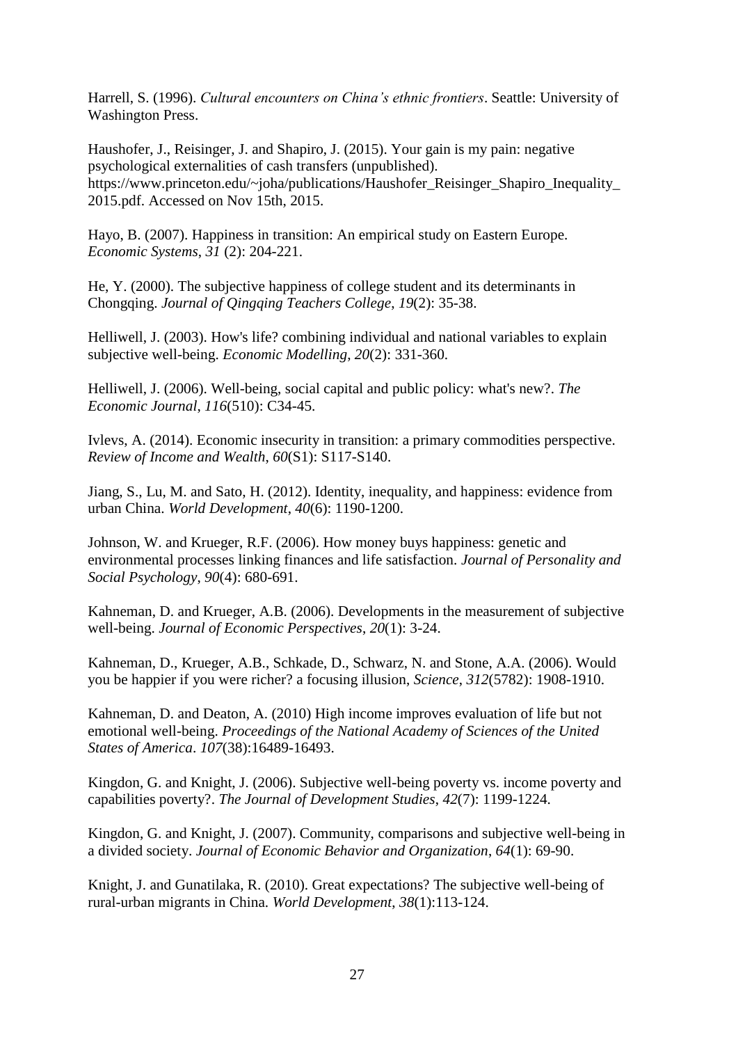Harrell, S. (1996). *Cultural encounters on China's ethnic frontiers*. Seattle: University of Washington Press.

Haushofer, J., Reisinger, J. and Shapiro, J. (2015). Your gain is my pain: negative psychological externalities of cash transfers (unpublished). https://www.princeton.edu/~joha/publications/Haushofer_Reisinger_Shapiro_Inequality_2015.pdf. Accessed on Nov 15th, 2015.

Hayo, B. (2007). Happiness in transition: An empirical study on Eastern Europe. *Economic Systems*, *31* (2): 204-221.

He, Y. (2000). The subjective happiness of college student and its determinants in Chongqing. *Journal of Qingqing Teachers College*, *19*(2): 35-38.

Helliwell, J. (2003). How's life? combining individual and national variables to explain subjective well-being. *Economic Modelling*, *20*(2): 331-360.

Helliwell, J. (2006). Well-being, social capital and public policy: what's new?. *The Economic Journal*, *116*(510): C34-45.

Ivlevs, A. (2014). Economic insecurity in transition: a primary commodities perspective. *Review of Income and Wealth*, *60*(S1): S117-S140.

Jiang, S., Lu, M. and Sato, H. (2012). Identity, inequality, and happiness: evidence from urban China. *World Development*, *40*(6): 1190-1200.

Johnson, W. and Krueger, R.F. (2006). How money buys happiness: genetic and environmental processes linking finances and life satisfaction. *Journal of Personality and Social Psychology*, *90*(4): 680-691.

Kahneman, D. and Krueger, A.B. (2006). Developments in the measurement of subjective well-being. *Journal of Economic Perspectives*, *20*(1): 3-24.

Kahneman, D., Krueger, A.B., Schkade, D., Schwarz, N. and Stone, A.A. (2006). Would you be happier if you were richer? a focusing illusion, *Science*, *312*(5782): 1908-1910.

Kahneman, D. and Deaton, A. (2010) High income improves evaluation of life but not emotional well-being. *Proceedings of the National Academy of Sciences of the United States of America*. *107*(38):16489-16493.

Kingdon, G. and Knight, J. (2006). Subjective well-being poverty vs. income poverty and capabilities poverty?. *The Journal of Development Studies*, *42*(7): 1199-1224.

Kingdon, G. and Knight, J. (2007). Community, comparisons and subjective well-being in a divided society. *Journal of Economic Behavior and Organization*, *64*(1): 69-90.

Knight, J. and Gunatilaka, R. (2010). Great expectations? The subjective well-being of rural-urban migrants in China. *World Development*, *38*(1):113-124.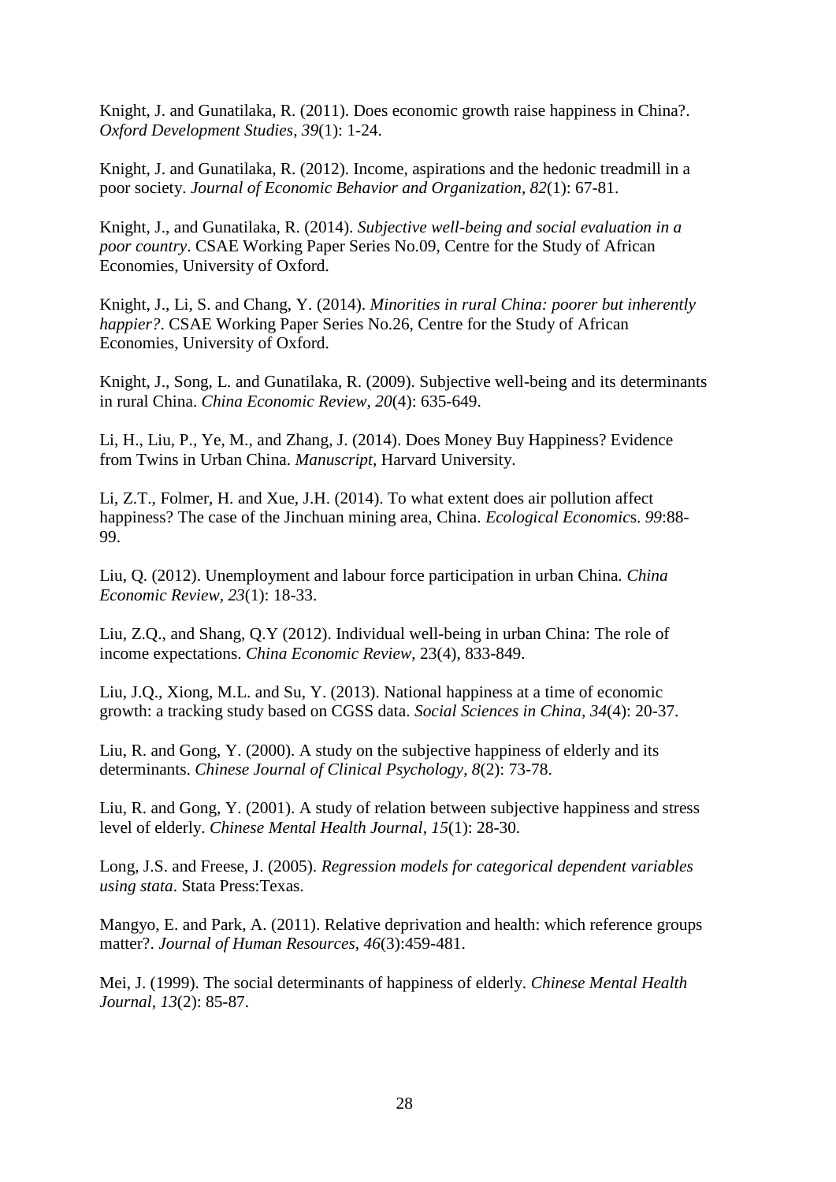Knight, J. and Gunatilaka, R. (2011). Does economic growth raise happiness in China?. *Oxford Development Studies*, *39*(1): 1-24.

Knight, J. and Gunatilaka, R. (2012). Income, aspirations and the hedonic treadmill in a poor society. *Journal of Economic Behavior and Organization*, *82*(1): 67-81.

Knight, J., and Gunatilaka, R. (2014). *Subjective well-being and social evaluation in a poor country*. CSAE Working Paper Series No.09, Centre for the Study of African Economies, University of Oxford.

Knight, J., Li, S. and Chang, Y. (2014). *Minorities in rural China: poorer but inherently happier?*. CSAE Working Paper Series No.26, Centre for the Study of African Economies, University of Oxford.

Knight, J., Song, L. and Gunatilaka, R. (2009). Subjective well-being and its determinants in rural China. *China Economic Review*, *20*(4): 635-649.

Li, H., Liu, P., Ye, M., and Zhang, J. (2014). Does Money Buy Happiness? Evidence from Twins in Urban China. *Manuscript*, Harvard University.

Li, Z.T., Folmer, H. and Xue, J.H. (2014). To what extent does air pollution affect happiness? The case of the Jinchuan mining area, China. *Ecological Economic*s. *99*:88-99.

Liu, Q. (2012). Unemployment and labour force participation in urban China. *China Economic Review*, *23*(1): 18-33.

Liu, Z.Q., and Shang, Q.Y (2012). Individual well-being in urban China: The role of income expectations. *China Economic Review*, 23(4), 833-849.

Liu, J.Q., Xiong, M.L. and Su, Y. (2013). National happiness at a time of economic growth: a tracking study based on CGSS data. *Social Sciences in China*, *34*(4): 20-37.

Liu, R. and Gong, Y. (2000). A study on the subjective happiness of elderly and its determinants. *Chinese Journal of Clinical Psychology*, *8*(2): 73-78.

Liu, R. and Gong, Y. (2001). A study of relation between subjective happiness and stress level of elderly. *Chinese Mental Health Journal*, *15*(1): 28-30.

Long, J.S. and Freese, J. (2005). *Regression models for categorical dependent variables using stata*. Stata Press:Texas.

Mangyo, E. and Park, A. (2011). Relative deprivation and health: which reference groups matter?. *Journal of Human Resources*, *46*(3):459-481.

Mei, J. (1999). The social determinants of happiness of elderly. *Chinese Mental Health Journal*, *13*(2): 85-87.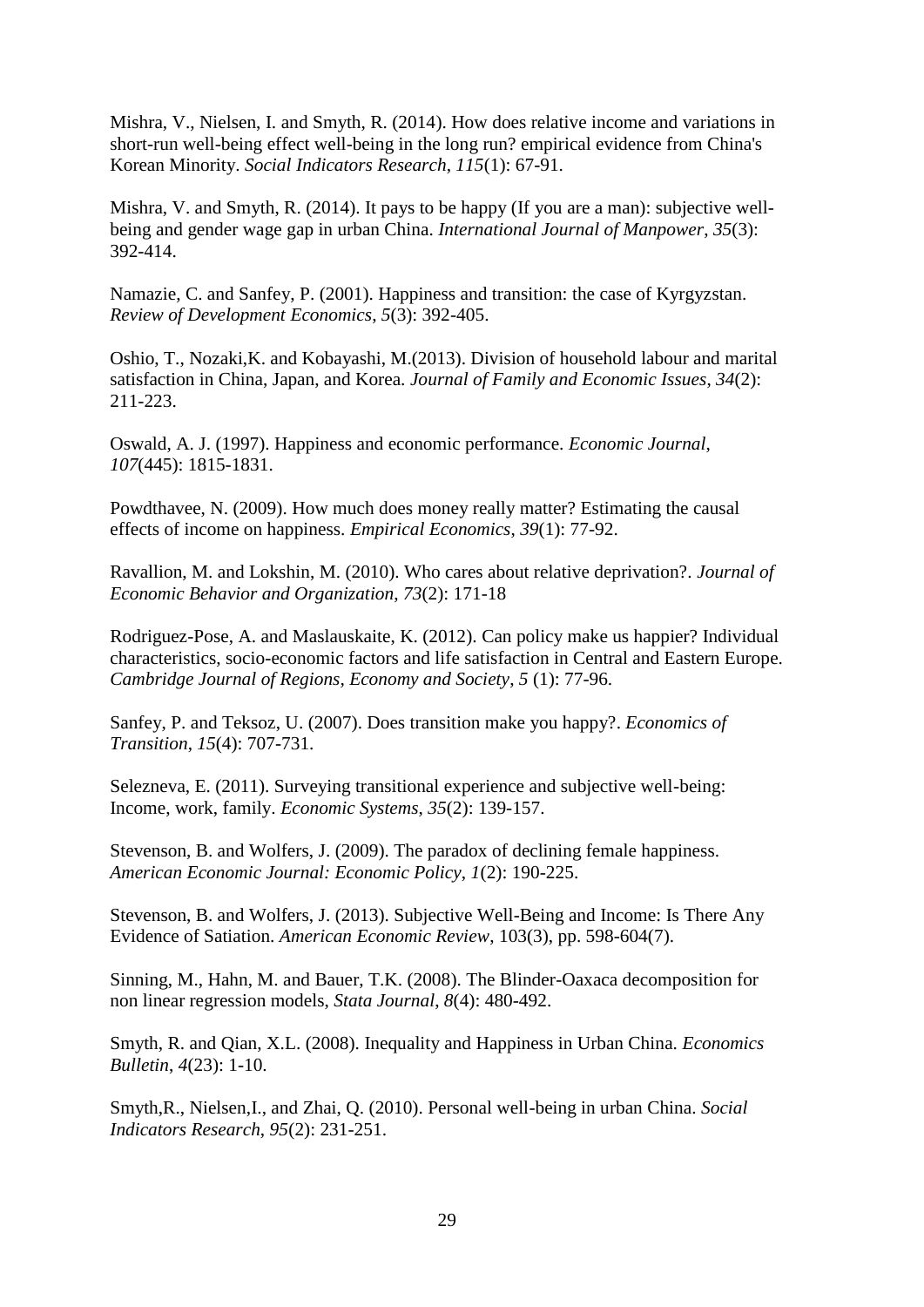Mishra, V., Nielsen, I. and Smyth, R. (2014). How does relative income and variations in short-run well-being effect well-being in the long run? empirical evidence from China's Korean Minority. *Social Indicators Research*, *115*(1): 67-91.

Mishra, V. and Smyth, R. (2014). It pays to be happy (If you are a man): subjective well-being and gender wage gap in urban China. *International Journal of Manpower*, *35*(3): 392-414.

Namazie, C. and Sanfey, P. (2001). Happiness and transition: the case of Kyrgyzstan. *Review of Development Economics*, *5*(3): 392-405.

Oshio, T., Nozaki,K. and Kobayashi, M.(2013). Division of household labour and marital satisfaction in China, Japan, and Korea. *Journal of Family and Economic Issues*, *34*(2): 211-223.

Oswald, A. J. (1997). Happiness and economic performance. *Economic Journal*, *107*(445): 1815-1831.

Powdthavee, N. (2009). How much does money really matter? Estimating the causal effects of income on happiness. *Empirical Economics*, *39*(1): 77-92.

Ravallion, M. and Lokshin, M. (2010). Who cares about relative deprivation?. *Journal of Economic Behavior and Organization*, *73*(2): 171-18

Rodriguez-Pose, A. and Maslauskaite, K. (2012). Can policy make us happier? Individual characteristics, socio-economic factors and life satisfaction in Central and Eastern Europe. *Cambridge Journal of Regions, Economy and Society*, *5* (1): 77-96.

Sanfey, P. and Teksoz, U. (2007). Does transition make you happy?. *Economics of Transition*, *15*(4): 707-731.

Selezneva, E. (2011). Surveying transitional experience and subjective well-being: Income, work, family. *Economic Systems*, *35*(2): 139-157.

Stevenson, B. and Wolfers, J. (2009). The paradox of declining female happiness. *American Economic Journal: Economic Policy*, *1*(2): 190-225.

Stevenson, B. and Wolfers, J. (2013). Subjective Well-Being and Income: Is There Any Evidence of Satiation. *American Economic Review*, 103(3), pp. 598-604(7).

Sinning, M., Hahn, M. and Bauer, T.K. (2008). The Blinder-Oaxaca decomposition for non linear regression models, *Stata Journal*, *8*(4): 480-492.

Smyth, R. and Qian, X.L. (2008). Inequality and Happiness in Urban China. *Economics Bulletin*, *4*(23): 1-10.

Smyth,R., Nielsen,I., and Zhai, Q. (2010). Personal well-being in urban China. *Social Indicators Research*, *95*(2): 231-251.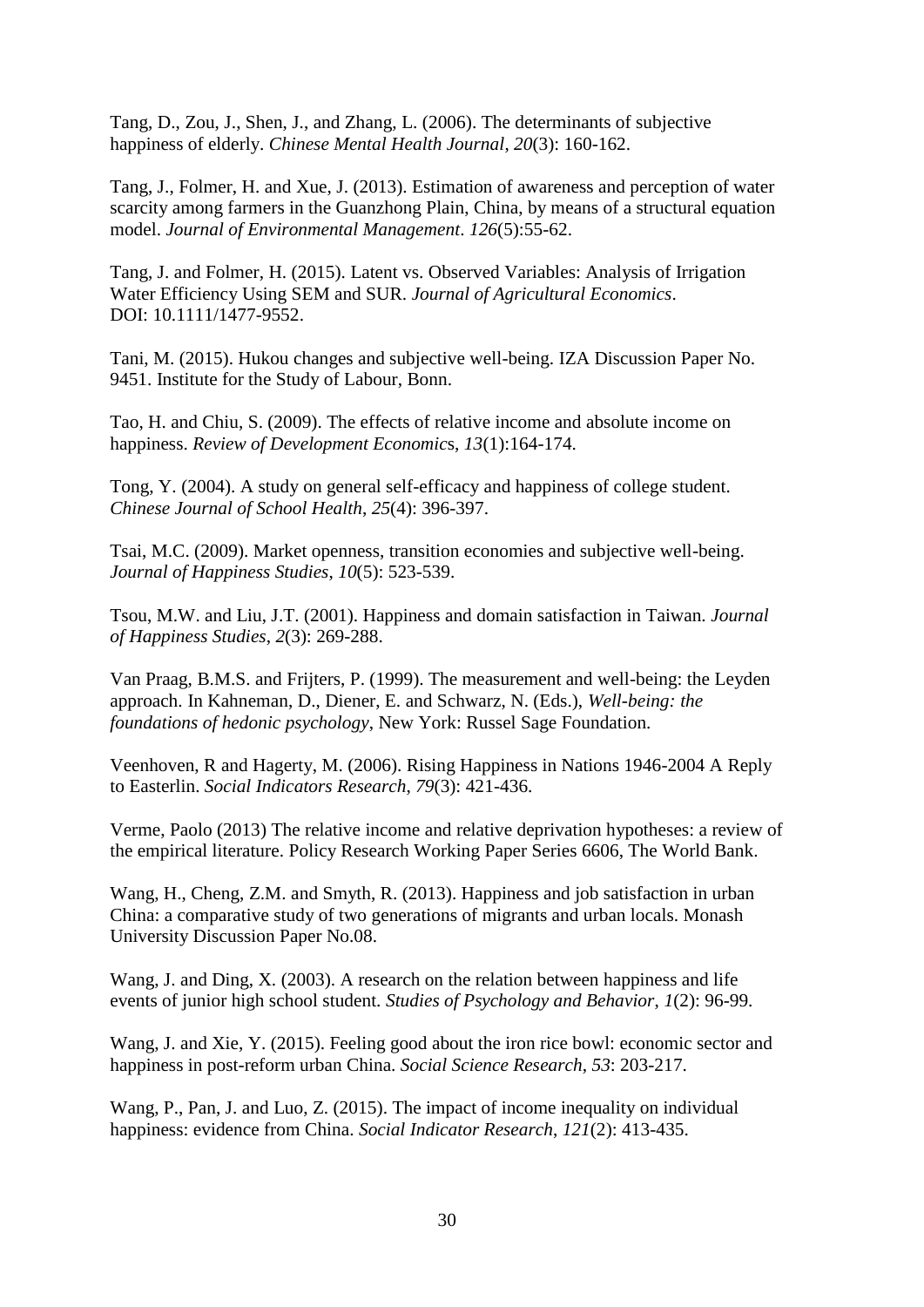Tang, D., Zou, J., Shen, J., and Zhang, L. (2006). The determinants of subjective happiness of elderly. *Chinese Mental Health Journal*, *20*(3): 160-162.

Tang, J., Folmer, H. and Xue, J. (2013). Estimation of awareness and perception of water scarcity among farmers in the Guanzhong Plain, China, by means of a structural equation model. *Journal of Environmental Management*. *126*(5):55-62.

Tang, J. and Folmer, H. (2015). Latent vs. Observed Variables: Analysis of Irrigation Water Efficiency Using SEM and SUR. *Journal of Agricultural Economics*. DOI: 10.1111/1477-9552.

Tani, M. (2015). Hukou changes and subjective well-being. IZA Discussion Paper No. 9451. Institute for the Study of Labour, Bonn.

Tao, H. and Chiu, S. (2009). The effects of relative income and absolute income on happiness. *Review of Development Economics*, *13*(1):164-174.

Tong, Y. (2004). A study on general self-efficacy and happiness of college student. *Chinese Journal of School Health*, *25*(4): 396-397.

Tsai, M.C. (2009). Market openness, transition economies and subjective well-being. *Journal of Happiness Studies*, *10*(5): 523-539.

Tsou, M.W. and Liu, J.T. (2001). Happiness and domain satisfaction in Taiwan. *Journal of Happiness Studies*, *2*(3): 269-288.

Van Praag, B.M.S. and Frijters, P. (1999). The measurement and well-being: the Leyden approach. In Kahneman, D., Diener, E. and Schwarz, N. (Eds.), *Well-being: the foundations of hedonic psychology*, New York: Russel Sage Foundation.

Veenhoven, R and Hagerty, M. (2006). Rising Happiness in Nations 1946-2004 A Reply to Easterlin. *Social Indicators Research*, *79*(3): 421-436.

Verme, Paolo (2013) The relative income and relative deprivation hypotheses: a review of the empirical literature. Policy Research Working Paper Series 6606, The World Bank.

Wang, H., Cheng, Z.M. and Smyth, R. (2013). Happiness and job satisfaction in urban China: a comparative study of two generations of migrants and urban locals. Monash University Discussion Paper No.08.

Wang, J. and Ding, X. (2003). A research on the relation between happiness and life events of junior high school student. *Studies of Psychology and Behavior*, *1*(2): 96-99.

Wang, J. and Xie, Y. (2015). Feeling good about the iron rice bowl: economic sector and happiness in post-reform urban China. *Social Science Research*, *53*: 203-217.

Wang, P., Pan, J. and Luo, Z. (2015). The impact of income inequality on individual happiness: evidence from China. *Social Indicator Research*, *121*(2): 413-435.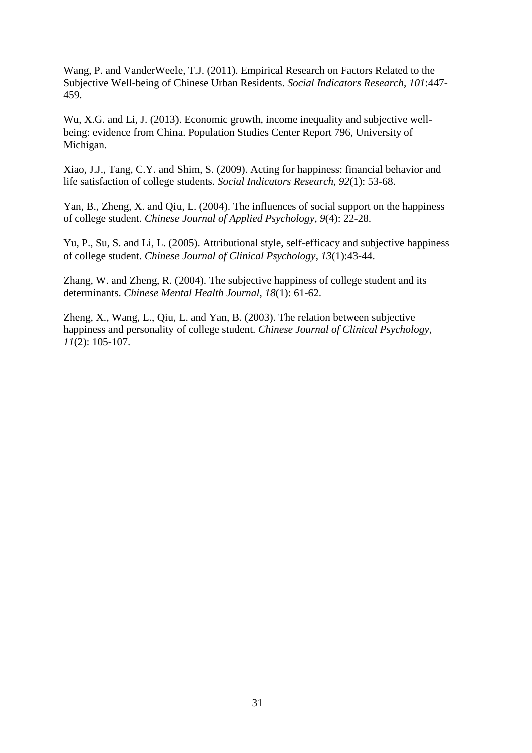Wang, P. and VanderWeele, T.J. (2011). Empirical Research on Factors Related to the Subjective Well-being of Chinese Urban Residents. *Social Indicators Research*, *101*:447-459.

Wu, X.G. and Li, J. (2013). Economic growth, income inequality and subjective well-being: evidence from China. Population Studies Center Report 796, University of Michigan.

Xiao, J.J., Tang, C.Y. and Shim, S. (2009). Acting for happiness: financial behavior and life satisfaction of college students. *Social Indicators Research*, *92*(1): 53-68.

Yan, B., Zheng, X. and Qiu, L. (2004). The influences of social support on the happiness of college student. *Chinese Journal of Applied Psychology*, *9*(4): 22-28.

Yu, P., Su, S. and Li, L. (2005). Attributional style, self-efficacy and subjective happiness of college student. *Chinese Journal of Clinical Psychology*, *13*(1):43-44.

Zhang, W. and Zheng, R. (2004). The subjective happiness of college student and its determinants. *Chinese Mental Health Journal*, *18*(1): 61-62.

Zheng, X., Wang, L., Qiu, L. and Yan, B. (2003). The relation between subjective happiness and personality of college student. *Chinese Journal of Clinical Psychology*, *11*(2): 105-107.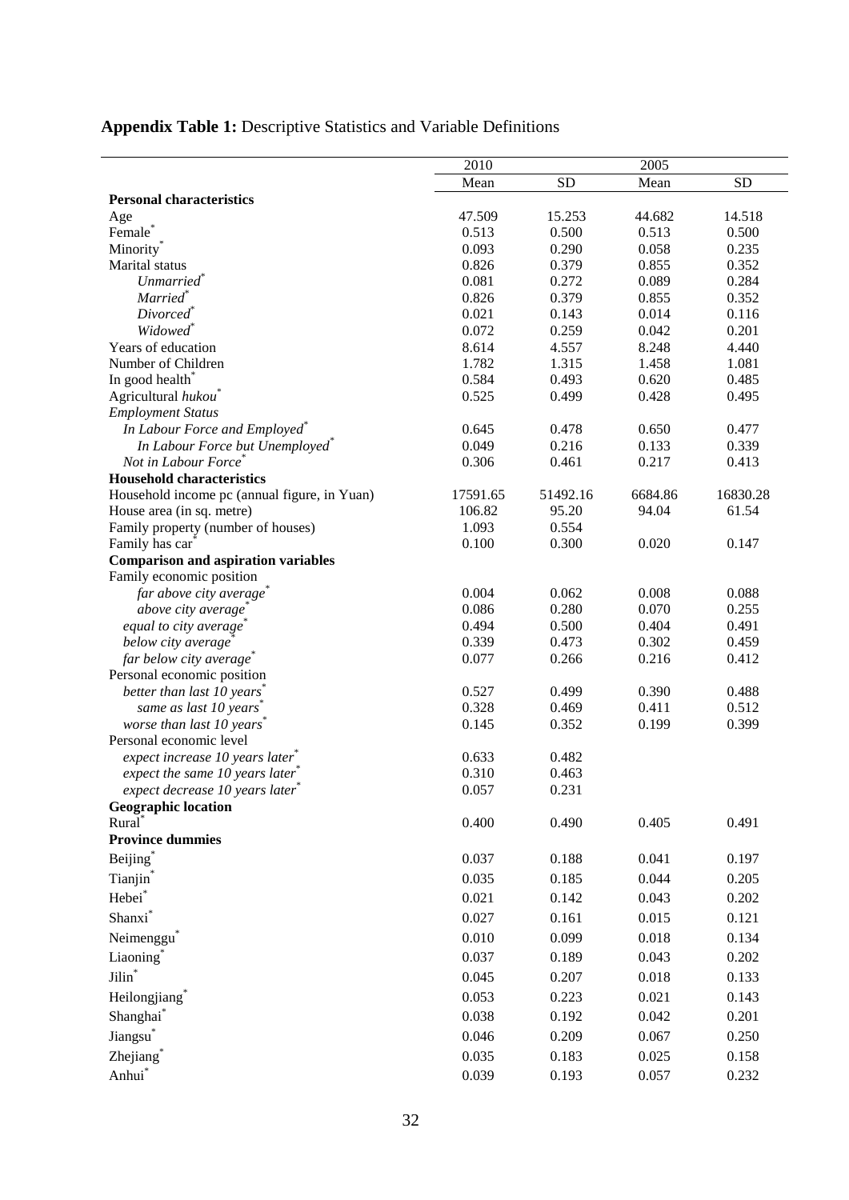**Appendix Table 1:** Descriptive Statistics and Variable Definitions

| | 2010 | | 2005 | |
|---|---|---|---|---|
| | Mean | SD | Mean | SD |
| **Personal characteristics** | | | | |
| Age | 47.509 | 15.253 | 44.682 | 14.518 |
| Female* | 0.513 | 0.500 | 0.513 | 0.500 |
| Minority* | 0.093 | 0.290 | 0.058 | 0.235 |
| Marital status | 0.826 | 0.379 | 0.855 | 0.352 |
| *Unmarried** | 0.081 | 0.272 | 0.089 | 0.284 |
| *Married** | 0.826 | 0.379 | 0.855 | 0.352 |
| *Divorced** | 0.021 | 0.143 | 0.014 | 0.116 |
| *Widowed** | 0.072 | 0.259 | 0.042 | 0.201 |
| Years of education | 8.614 | 4.557 | 8.248 | 4.440 |
| Number of Children | 1.782 | 1.315 | 1.458 | 1.081 |
| In good health* | 0.584 | 0.493 | 0.620 | 0.485 |
| Agricultural *hukou** | 0.525 | 0.499 | 0.428 | 0.495 |
| *Employment Status* | | | | |
| *In Labour Force and Employed** | 0.645 | 0.478 | 0.650 | 0.477 |
| *In Labour Force but Unemployed** | 0.049 | 0.216 | 0.133 | 0.339 |
| *Not in Labour Force** | 0.306 | 0.461 | 0.217 | 0.413 |
| **Household characteristics** | | | | |
| Household income pc (annual figure, in Yuan) | 17591.65 | 51492.16 | 6684.86 | 16830.28 |
| House area (in sq. metre) | 106.82 | 95.20 | 94.04 | 61.54 |
| Family property (number of houses) | 1.093 | 0.554 | | |
| Family has car* | 0.100 | 0.300 | 0.020 | 0.147 |
| **Comparison and aspiration variables** | | | | |
| Family economic position | | | | |
| *far above city average** | 0.004 | 0.062 | 0.008 | 0.088 |
| *above city average** | 0.086 | 0.280 | 0.070 | 0.255 |
| *equal to city average** | 0.494 | 0.500 | 0.404 | 0.491 |
| *below city average** | 0.339 | 0.473 | 0.302 | 0.459 |
| *far below city average** | 0.077 | 0.266 | 0.216 | 0.412 |
| Personal economic position | | | | |
| *better than last 10 years** | 0.527 | 0.499 | 0.390 | 0.488 |
| *same as last 10 years** | 0.328 | 0.469 | 0.411 | 0.512 |
| *worse than last 10 years** | 0.145 | 0.352 | 0.199 | 0.399 |
| Personal economic level | | | | |
| *expect increase 10 years later** | 0.633 | 0.482 | | |
| *expect the same 10 years later** | 0.310 | 0.463 | | |
| *expect decrease 10 years later** | 0.057 | 0.231 | | |
| **Geographic location** | | | | |
| Rural* | 0.400 | 0.490 | 0.405 | 0.491 |
| **Province dummies** | | | | |
| Beijing* | 0.037 | 0.188 | 0.041 | 0.197 |
| Tianjin* | 0.035 | 0.185 | 0.044 | 0.205 |
| Hebei* | 0.021 | 0.142 | 0.043 | 0.202 |
| Shanxi* | 0.027 | 0.161 | 0.015 | 0.121 |
| Neimenggu* | 0.010 | 0.099 | 0.018 | 0.134 |
| Liaoning* | 0.037 | 0.189 | 0.043 | 0.202 |
| Jilin* | 0.045 | 0.207 | 0.018 | 0.133 |
| Heilongjiang* | 0.053 | 0.223 | 0.021 | 0.143 |
| Shanghai* | 0.038 | 0.192 | 0.042 | 0.201 |
| Jiangsu* | 0.046 | 0.209 | 0.067 | 0.250 |
| Zhejiang* | 0.035 | 0.183 | 0.025 | 0.158 |
| Anhui* | 0.039 | 0.193 | 0.057 | 0.232 |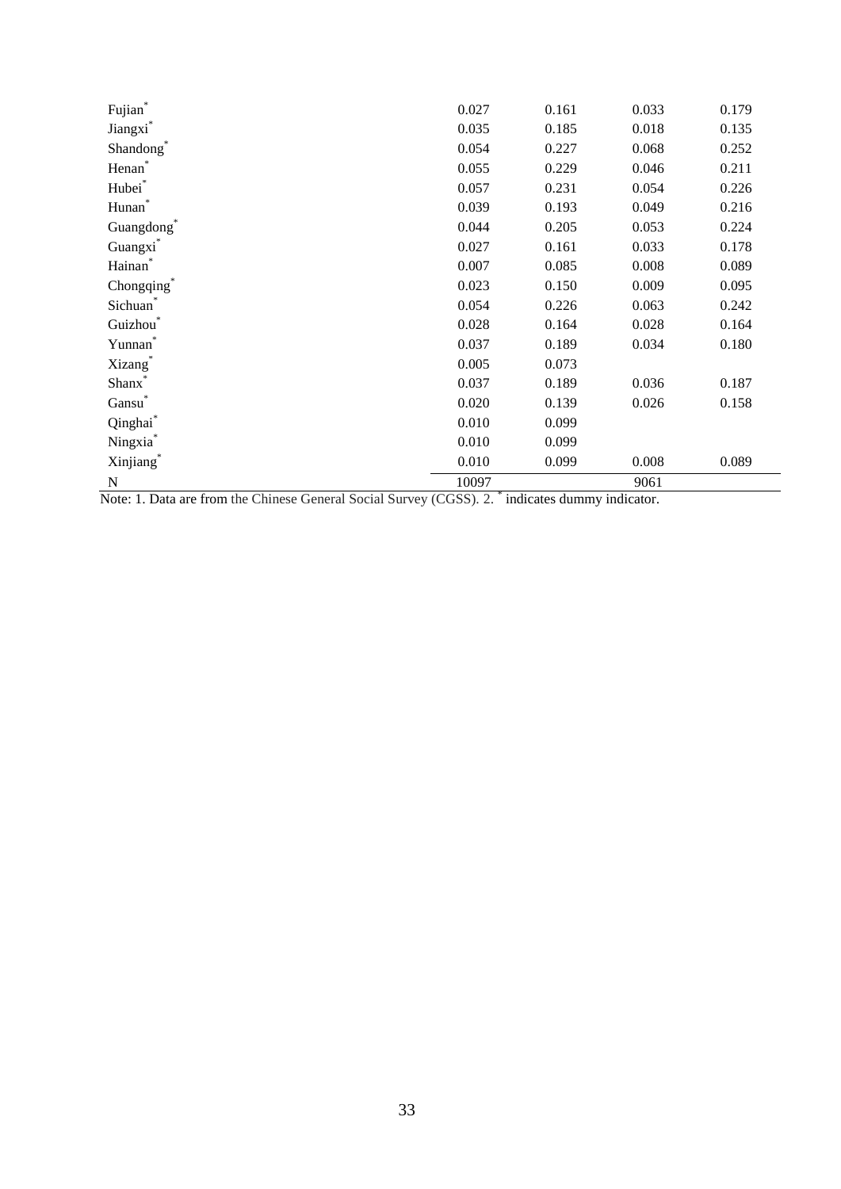| | | | | |
|---|---|---|---|---|
| Fujian* | 0.027 | 0.161 | 0.033 | 0.179 |
| Jiangxi* | 0.035 | 0.185 | 0.018 | 0.135 |
| Shandong* | 0.054 | 0.227 | 0.068 | 0.252 |
| Henan* | 0.055 | 0.229 | 0.046 | 0.211 |
| Hubei* | 0.057 | 0.231 | 0.054 | 0.226 |
| Hunan* | 0.039 | 0.193 | 0.049 | 0.216 |
| Guangdong* | 0.044 | 0.205 | 0.053 | 0.224 |
| Guangxi* | 0.027 | 0.161 | 0.033 | 0.178 |
| Hainan* | 0.007 | 0.085 | 0.008 | 0.089 |
| Chongqing* | 0.023 | 0.150 | 0.009 | 0.095 |
| Sichuan* | 0.054 | 0.226 | 0.063 | 0.242 |
| Guizhou* | 0.028 | 0.164 | 0.028 | 0.164 |
| Yunnan* | 0.037 | 0.189 | 0.034 | 0.180 |
| Xizang* | 0.005 | 0.073 | | |
| Shanx* | 0.037 | 0.189 | 0.036 | 0.187 |
| Gansu* | 0.020 | 0.139 | 0.026 | 0.158 |
| Qinghai* | 0.010 | 0.099 | | |
| Ningxia* | 0.010 | 0.099 | | |
| Xinjiang* | 0.010 | 0.099 | 0.008 | 0.089 |
| N | 10097 | | 9061 | |

Note: 1. Data are from the Chinese General Social Survey (CGSS). 2. * indicates dummy indicator.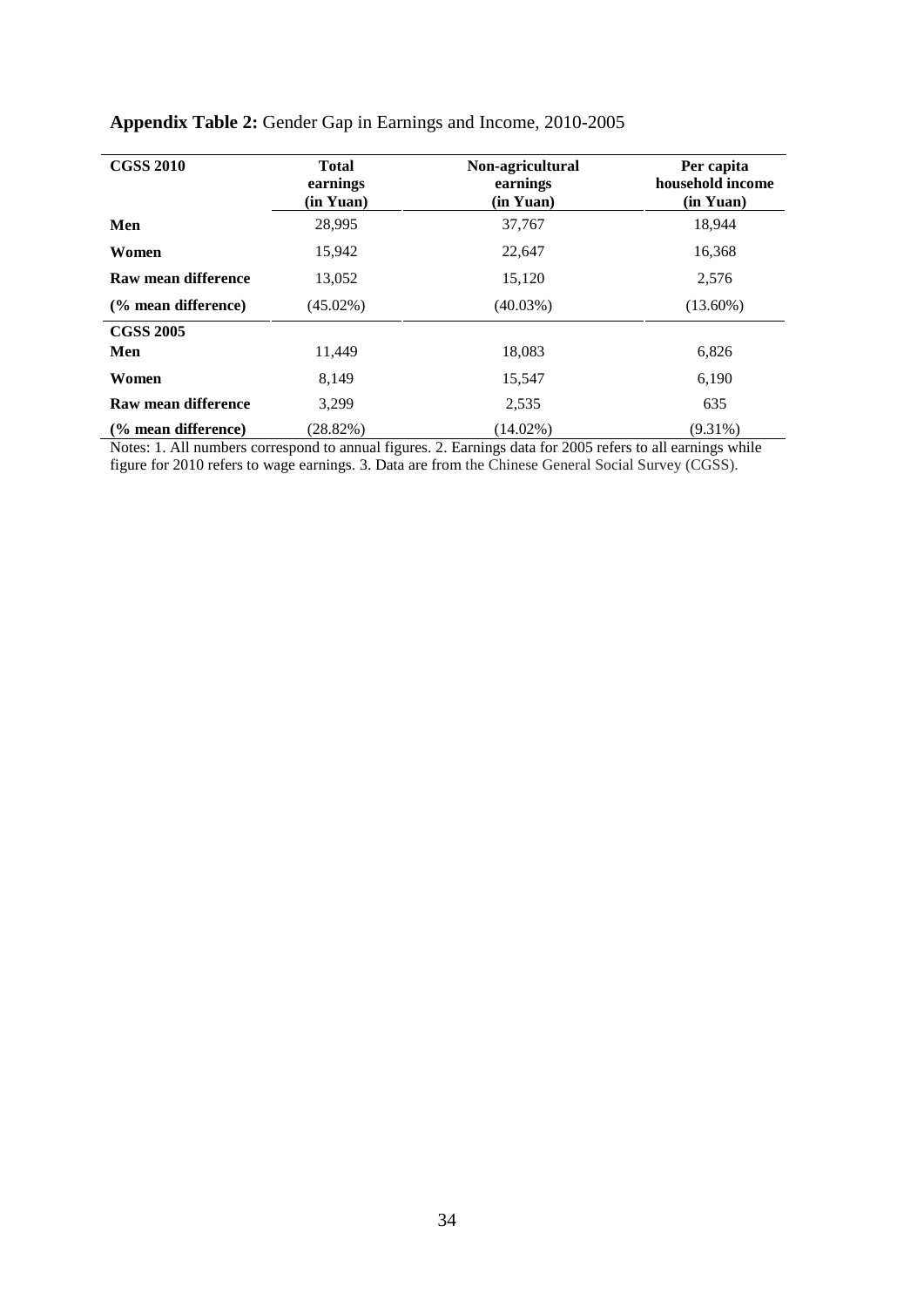**Appendix Table 2:** Gender Gap in Earnings and Income, 2010-2005

| **CGSS 2010** | **Total earnings (in Yuan)** | **Non-agricultural earnings (in Yuan)** | **Per capita household income (in Yuan)** |
|---|---|---|---|
| **Men** | 28,995 | 37,767 | 18,944 |
| **Women** | 15,942 | 22,647 | 16,368 |
| **Raw mean difference** | 13,052 | 15,120 | 2,576 |
| **(% mean difference)** | (45.02%) | (40.03%) | (13.60%) |
| **CGSS 2005** | | | |
| **Men** | 11,449 | 18,083 | 6,826 |
| **Women** | 8,149 | 15,547 | 6,190 |
| **Raw mean difference** | 3,299 | 2,535 | 635 |
| **(% mean difference)** | (28.82%) | (14.02%) | (9.31%) |

Notes: 1. All numbers correspond to annual figures. 2. Earnings data for 2005 refers to all earnings while figure for 2010 refers to wage earnings. 3. Data are from the Chinese General Social Survey (CGSS).